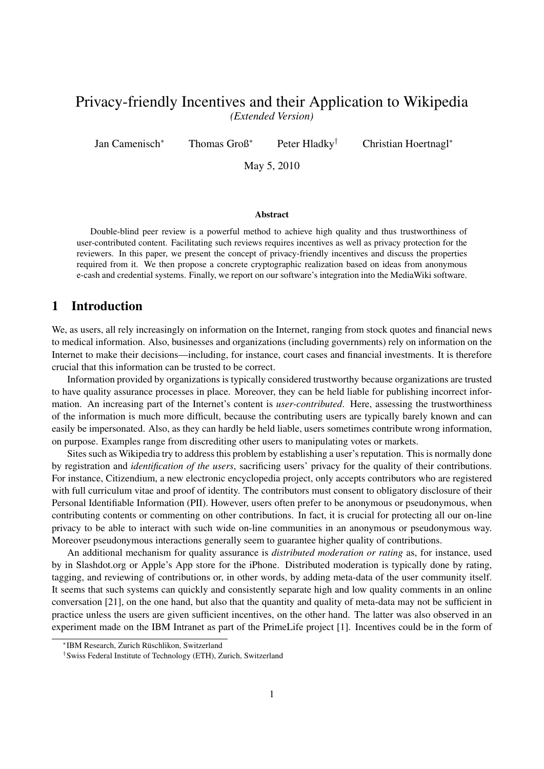# Privacy-friendly Incentives and their Application to Wikipedia

*(Extended Version)*

Jan Camenisch[*] Thomas Groß[*] Peter Hladky[†] Christian Hoertnagl[*]

May 5, 2010

**Abstract**

Double-blind peer review is a powerful method to achieve high quality and thus trustworthiness of user-contributed content. Facilitating such reviews requires incentives as well as privacy protection for the reviewers. In this paper, we present the concept of privacy-friendly incentives and discuss the properties required from it. We then propose a concrete cryptographic realization based on ideas from anonymous e-cash and credential systems. Finally, we report on our software's integration into the MediaWiki software.

## 1 Introduction

We, as users, all rely increasingly on information on the Internet, ranging from stock quotes and financial news to medical information. Also, businesses and organizations (including governments) rely on information on the Internet to make their decisions—including, for instance, court cases and financial investments. It is therefore crucial that this information can be trusted to be correct.

Information provided by organizations is typically considered trustworthy because organizations are trusted to have quality assurance processes in place. Moreover, they can be held liable for publishing incorrect information. An increasing part of the Internet's content is *user-contributed*. Here, assessing the trustworthiness of the information is much more difficult, because the contributing users are typically barely known and can easily be impersonated. Also, as they can hardly be held liable, users sometimes contribute wrong information, on purpose. Examples range from discrediting other users to manipulating votes or markets.

Sites such as Wikipedia try to address this problem by establishing a user's reputation. This is normally done by registration and *identification of the users*, sacrificing users' privacy for the quality of their contributions. For instance, Citizendium, a new electronic encyclopedia project, only accepts contributors who are registered with full curriculum vitae and proof of identity. The contributors must consent to obligatory disclosure of their Personal Identifiable Information (PII). However, users often prefer to be anonymous or pseudonymous, when contributing contents or commenting on other contributions. In fact, it is crucial for protecting all our on-line privacy to be able to interact with such wide on-line communities in an anonymous or pseudonymous way. Moreover pseudonymous interactions generally seem to guarantee higher quality of contributions.

An additional mechanism for quality assurance is *distributed moderation or rating* as, for instance, used by in Slashdot.org or Apple's App store for the iPhone. Distributed moderation is typically done by rating, tagging, and reviewing of contributions or, in other words, by adding meta-data of the user community itself. It seems that such systems can quickly and consistently separate high and low quality comments in an online conversation [21], on the one hand, but also that the quantity and quality of meta-data may not be sufficient in practice unless the users are given sufficient incentives, on the other hand. The latter was also observed in an experiment made on the IBM Intranet as part of the PrimeLife project [1]. Incentives could be in the form of

[*] IBM Research, Zurich Rüschlikon, Switzerland

[†] Swiss Federal Institute of Technology (ETH), Zurich, Switzerland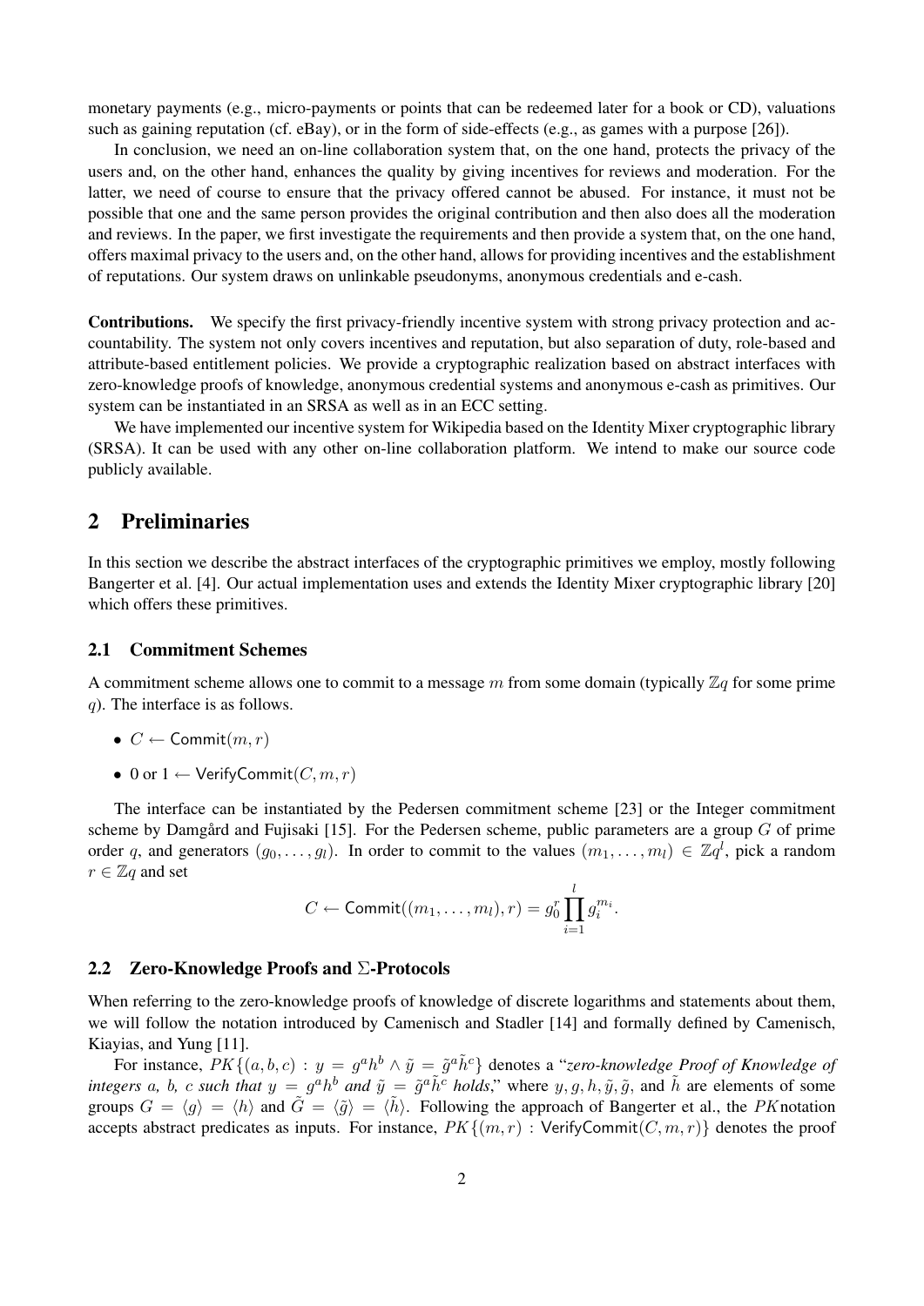monetary payments (e.g., micro-payments or points that can be redeemed later for a book or CD), valuations such as gaining reputation (cf. eBay), or in the form of side-effects (e.g., as games with a purpose [26]).

In conclusion, we need an on-line collaboration system that, on the one hand, protects the privacy of the users and, on the other hand, enhances the quality by giving incentives for reviews and moderation. For the latter, we need of course to ensure that the privacy offered cannot be abused. For instance, it must not be possible that one and the same person provides the original contribution and then also does all the moderation and reviews. In the paper, we first investigate the requirements and then provide a system that, on the one hand, offers maximal privacy to the users and, on the other hand, allows for providing incentives and the establishment of reputations. Our system draws on unlinkable pseudonyms, anonymous credentials and e-cash.

**Contributions.** We specify the first privacy-friendly incentive system with strong privacy protection and accountability. The system not only covers incentives and reputation, but also separation of duty, role-based and attribute-based entitlement policies. We provide a cryptographic realization based on abstract interfaces with zero-knowledge proofs of knowledge, anonymous credential systems and anonymous e-cash as primitives. Our system can be instantiated in an SRSA as well as in an ECC setting.

We have implemented our incentive system for Wikipedia based on the Identity Mixer cryptographic library (SRSA). It can be used with any other on-line collaboration platform. We intend to make our source code publicly available.

## 2 Preliminaries

In this section we describe the abstract interfaces of the cryptographic primitives we employ, mostly following Bangerter et al. [4]. Our actual implementation uses and extends the Identity Mixer cryptographic library [20] which offers these primitives.

### 2.1 Commitment Schemes

A commitment scheme allows one to commit to a message $m$ from some domain (typically $\mathbb{Z}q$ for some prime $q$). The interface is as follows.

- $C \leftarrow \mathsf{Commit}(m, r)$
- 0 or 1 $\leftarrow \mathsf{VerifyCommit}(C, m, r)$

The interface can be instantiated by the Pedersen commitment scheme [23] or the Integer commitment scheme by Damgård and Fujisaki [15]. For the Pedersen scheme, public parameters are a group $G$ of prime order $q$, and generators $(g_0, \ldots, g_l)$. In order to commit to the values $(m_1, \ldots, m_l) \in \mathbb{Z}q^l$, pick a random $r \in \mathbb{Z}q$ and set

$$C \leftarrow \mathsf{Commit}((m_1, \ldots, m_l), r) = g_0^r \prod_{i=1}^{l} g_i^{m_i}.$$

### 2.2 Zero-Knowledge Proofs and $\Sigma$-Protocols

When referring to the zero-knowledge proofs of knowledge of discrete logarithms and statements about them, we will follow the notation introduced by Camenisch and Stadler [14] and formally defined by Camenisch, Kiayias, and Yung [11].

For instance, $PK\{(a, b, c) : y = g^a h^b \wedge \tilde{y} = \tilde{g}^a \tilde{h}^c\}$ denotes a "*zero-knowledge Proof of Knowledge of integers $a$, $b$, $c$ such that $y = g^a h^b$ and $\tilde{y} = \tilde{g}^a \tilde{h}^c$ holds*," where $y, g, h, \tilde{y}, \tilde{g}$, and $\tilde{h}$ are elements of some groups $G = \langle g \rangle = \langle h \rangle$ and $\tilde{G} = \langle \tilde{g} \rangle = \langle \tilde{h} \rangle$. Following the approach of Bangerter et al., the $PK$ notation accepts abstract predicates as inputs. For instance, $PK\{(m, r) : \mathsf{VerifyCommit}(C, m, r)\}$ denotes the proof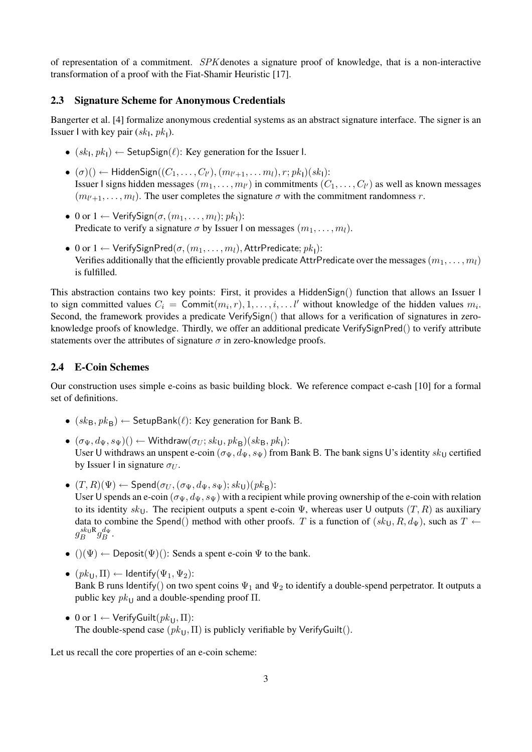of representation of a commitment. *SPK* denotes a signature proof of knowledge, that is a non-interactive transformation of a proof with the Fiat-Shamir Heuristic [17].

### 2.3 Signature Scheme for Anonymous Credentials

Bangerter et al. [4] formalize anonymous credential systems as an abstract signature interface. The signer is an Issuer $\mathsf{I}$ with key pair ($sk_{\mathsf{I}}$, $pk_{\mathsf{I}}$).

- $(sk_{\mathsf{I}}, pk_{\mathsf{I}}) \leftarrow \mathsf{SetupSign}(\ell)$: Key generation for the Issuer $\mathsf{I}$.
- $(\sigma)() \leftarrow \mathsf{HiddenSign}((C_1, \ldots, C_{l'}), (m_{l'+1}, \ldots m_l), r; pk_{\mathsf{I}})(sk_{\mathsf{I}})$:
  Issuer $\mathsf{I}$ signs hidden messages $(m_1, \ldots, m_{l'})$ in commitments $(C_1, \ldots, C_{l'})$ as well as known messages $(m_{l'+1}, \ldots, m_l)$. The user completes the signature $\sigma$ with the commitment randomness $r$.
- 0 or $1 \leftarrow \mathsf{VerifySign}(\sigma, (m_1, \ldots, m_l); pk_{\mathsf{I}})$:
  Predicate to verify a signature $\sigma$ by Issuer $\mathsf{I}$ on messages $(m_1, \ldots, m_l)$.
- 0 or $1 \leftarrow \mathsf{VerifySignPred}(\sigma, (m_1, \ldots, m_l), \mathsf{AttrPredicate}; pk_{\mathsf{I}})$:
  Verifies additionally that the efficiently provable predicate $\mathsf{AttrPredicate}$ over the messages $(m_1, \ldots, m_l)$ is fulfilled.

This abstraction contains two key points: First, it provides a $\mathsf{HiddenSign}()$ function that allows an Issuer $\mathsf{I}$ to sign committed values $C_i = \mathsf{Commit}(m_i, r), 1, \ldots, i, \ldots l'$ without knowledge of the hidden values $m_i$. Second, the framework provides a predicate $\mathsf{VerifySign}()$ that allows for a verification of signatures in zero-knowledge proofs of knowledge. Thirdly, we offer an additional predicate $\mathsf{VerifySignPred}()$ to verify attribute statements over the attributes of signature $\sigma$ in zero-knowledge proofs.

### 2.4 E-Coin Schemes

Our construction uses simple e-coins as basic building block. We reference compact e-cash [10] for a formal set of definitions.

- $(sk_{\mathsf{B}}, pk_{\mathsf{B}}) \leftarrow \mathsf{SetupBank}(\ell)$: Key generation for Bank $\mathsf{B}$.
- $(\sigma_\Psi, d_\Psi, s_\Psi)() \leftarrow \mathsf{Withdraw}(\sigma_U; sk_{\mathsf{U}}, pk_{\mathsf{B}})(sk_{\mathsf{B}}, pk_{\mathsf{I}})$:
  User $\mathsf{U}$ withdraws an unspent e-coin $(\sigma_\Psi, d_\Psi, s_\Psi)$ from Bank $\mathsf{B}$. The bank signs $\mathsf{U}$'s identity $sk_{\mathsf{U}}$ certified by Issuer $\mathsf{I}$ in signature $\sigma_U$.
- $(T, R)(\Psi) \leftarrow \mathsf{Spend}(\sigma_U, (\sigma_\Psi, d_\Psi, s_\Psi); sk_{\mathsf{U}})(pk_{\mathsf{B}})$:
  User $\mathsf{U}$ spends an e-coin $(\sigma_\Psi, d_\Psi, s_\Psi)$ with a recipient while proving ownership of the e-coin with relation to its identity $sk_{\mathsf{U}}$. The recipient outputs a spent e-coin $\Psi$, whereas user $\mathsf{U}$ outputs $(T, R)$ as auxiliary data to combine the $\mathsf{Spend}()$ method with other proofs. $T$ is a function of $(sk_{\mathsf{U}}, R, d_\Psi)$, such as $T \leftarrow g_B^{sk_{\mathsf{U}}\mathsf{R}} g_B^{d_\Psi}$.
- $()(\Psi) \leftarrow \mathsf{Deposit}(\Psi)()$: Sends a spent e-coin $\Psi$ to the bank.
- $(pk_{\mathsf{U}}, \Pi) \leftarrow \mathsf{Identify}(\Psi_1, \Psi_2)$:
  Bank $\mathsf{B}$ runs $\mathsf{Identify}()$ on two spent coins $\Psi_1$ and $\Psi_2$ to identify a double-spend perpetrator. It outputs a public key $pk_{\mathsf{U}}$ and a double-spending proof $\Pi$.
- 0 or $1 \leftarrow \mathsf{VerifyGuilt}(pk_{\mathsf{U}}, \Pi)$:
  The double-spend case $(pk_{\mathsf{U}}, \Pi)$ is publicly verifiable by $\mathsf{VerifyGuilt}()$.

Let us recall the core properties of an e-coin scheme: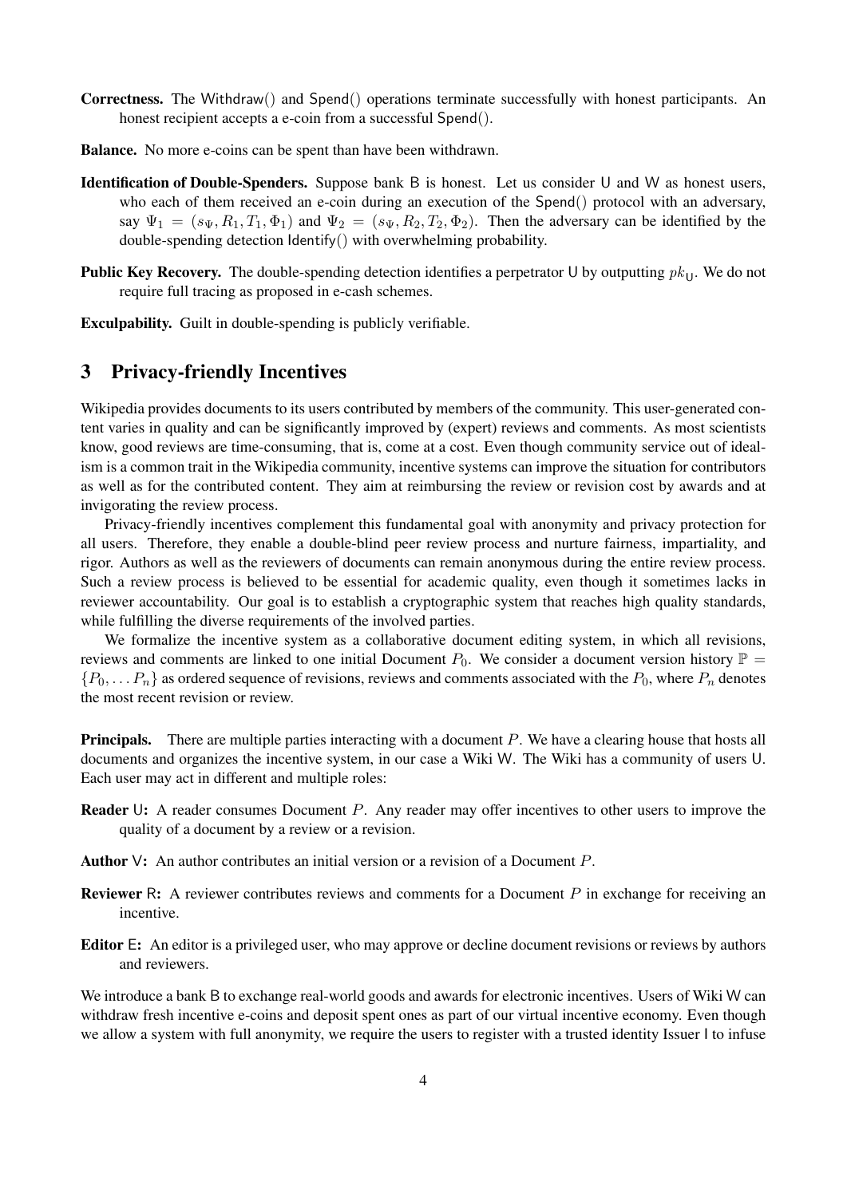**Correctness.** The Withdraw() and Spend() operations terminate successfully with honest participants. An honest recipient accepts a e-coin from a successful Spend().

**Balance.** No more e-coins can be spent than have been withdrawn.

**Identification of Double-Spenders.** Suppose bank B is honest. Let us consider U and W as honest users, who each of them received an e-coin during an execution of the Spend() protocol with an adversary, say $\Psi_1 = (s_\Psi, R_1, T_1, \Phi_1)$ and $\Psi_2 = (s_\Psi, R_2, T_2, \Phi_2)$. Then the adversary can be identified by the double-spending detection Identify() with overwhelming probability.

**Public Key Recovery.** The double-spending detection identifies a perpetrator U by outputting $pk_{\mathsf{U}}$. We do not require full tracing as proposed in e-cash schemes.

**Exculpability.** Guilt in double-spending is publicly verifiable.

## 3 Privacy-friendly Incentives

Wikipedia provides documents to its users contributed by members of the community. This user-generated content varies in quality and can be significantly improved by (expert) reviews and comments. As most scientists know, good reviews are time-consuming, that is, come at a cost. Even though community service out of idealism is a common trait in the Wikipedia community, incentive systems can improve the situation for contributors as well as for the contributed content. They aim at reimbursing the review or revision cost by awards and at invigorating the review process.

Privacy-friendly incentives complement this fundamental goal with anonymity and privacy protection for all users. Therefore, they enable a double-blind peer review process and nurture fairness, impartiality, and rigor. Authors as well as the reviewers of documents can remain anonymous during the entire review process. Such a review process is believed to be essential for academic quality, even though it sometimes lacks in reviewer accountability. Our goal is to establish a cryptographic system that reaches high quality standards, while fulfilling the diverse requirements of the involved parties.

We formalize the incentive system as a collaborative document editing system, in which all revisions, reviews and comments are linked to one initial Document $P_0$. We consider a document version history $\mathbb{P} = \{P_0, \ldots P_n\}$ as ordered sequence of revisions, reviews and comments associated with the $P_0$, where $P_n$ denotes the most recent revision or review.

**Principals.** There are multiple parties interacting with a document $P$. We have a clearing house that hosts all documents and organizes the incentive system, in our case a Wiki W. The Wiki has a community of users U. Each user may act in different and multiple roles:

**Reader U:** A reader consumes Document $P$. Any reader may offer incentives to other users to improve the quality of a document by a review or a revision.

**Author V:** An author contributes an initial version or a revision of a Document $P$.

**Reviewer R:** A reviewer contributes reviews and comments for a Document $P$ in exchange for receiving an incentive.

**Editor E:** An editor is a privileged user, who may approve or decline document revisions or reviews by authors and reviewers.

We introduce a bank B to exchange real-world goods and awards for electronic incentives. Users of Wiki W can withdraw fresh incentive e-coins and deposit spent ones as part of our virtual incentive economy. Even though we allow a system with full anonymity, we require the users to register with a trusted identity Issuer I to infuse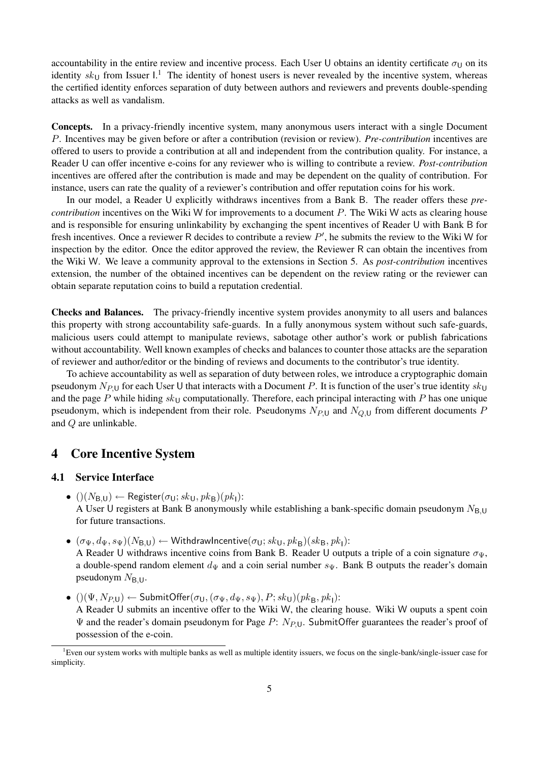accountability in the entire review and incentive process. Each User U obtains an identity certificate $\sigma_{\mathsf{U}}$ on its identity $sk_{\mathsf{U}}$ from Issuer I.[1] The identity of honest users is never revealed by the incentive system, whereas the certified identity enforces separation of duty between authors and reviewers and prevents double-spending attacks as well as vandalism.

**Concepts.** In a privacy-friendly incentive system, many anonymous users interact with a single Document $P$. Incentives may be given before or after a contribution (revision or review). *Pre-contribution* incentives are offered to users to provide a contribution at all and independent from the contribution quality. For instance, a Reader U can offer incentive e-coins for any reviewer who is willing to contribute a review. *Post-contribution* incentives are offered after the contribution is made and may be dependent on the quality of contribution. For instance, users can rate the quality of a reviewer's contribution and offer reputation coins for his work.

In our model, a Reader U explicitly withdraws incentives from a Bank B. The reader offers these *pre-contribution* incentives on the Wiki W for improvements to a document $P$. The Wiki W acts as clearing house and is responsible for ensuring unlinkability by exchanging the spent incentives of Reader U with Bank B for fresh incentives. Once a reviewer R decides to contribute a review $P'$, he submits the review to the Wiki W for inspection by the editor. Once the editor approved the review, the Reviewer R can obtain the incentives from the Wiki W. We leave a community approval to the extensions in Section 5. As *post-contribution* incentives extension, the number of the obtained incentives can be dependent on the review rating or the reviewer can obtain separate reputation coins to build a reputation credential.

**Checks and Balances.** The privacy-friendly incentive system provides anonymity to all users and balances this property with strong accountability safe-guards. In a fully anonymous system without such safe-guards, malicious users could attempt to manipulate reviews, sabotage other author's work or publish fabrications without accountability. Well known examples of checks and balances to counter those attacks are the separation of reviewer and author/editor or the binding of reviews and documents to the contributor's true identity.

To achieve accountability as well as separation of duty between roles, we introduce a cryptographic domain pseudonym $N_{P,\mathsf{U}}$ for each User U that interacts with a Document $P$. It is function of the user's true identity $sk_{\mathsf{U}}$ and the page $P$ while hiding $sk_{\mathsf{U}}$ computationally. Therefore, each principal interacting with $P$ has one unique pseudonym, which is independent from their role. Pseudonyms $N_{P,\mathsf{U}}$ and $N_{Q,\mathsf{U}}$ from different documents $P$ and $Q$ are unlinkable.

# 4 Core Incentive System

## 4.1 Service Interface

- $()(N_{\mathsf{B},\mathsf{U}}) \leftarrow \mathsf{Register}(\sigma_{\mathsf{U}}; sk_{\mathsf{U}}, pk_{\mathsf{B}})(pk_{\mathsf{I}})$:
  A User U registers at Bank B anonymously while establishing a bank-specific domain pseudonym $N_{\mathsf{B},\mathsf{U}}$ for future transactions.
- $(\sigma_{\Psi}, d_{\Psi}, s_{\Psi})(N_{\mathsf{B},\mathsf{U}}) \leftarrow \mathsf{WithdrawIncentive}(\sigma_{\mathsf{U}}; sk_{\mathsf{U}}, pk_{\mathsf{B}})(sk_{\mathsf{B}}, pk_{\mathsf{I}})$:
  A Reader U withdraws incentive coins from Bank B. Reader U outputs a triple of a coin signature $\sigma_{\Psi}$, a double-spend random element $d_{\Psi}$ and a coin serial number $s_{\Psi}$. Bank B outputs the reader's domain pseudonym $N_{\mathsf{B},\mathsf{U}}$.
- $()(\Psi, N_{P,\mathsf{U}}) \leftarrow \mathsf{SubmitOffer}(\sigma_{\mathsf{U}}, (\sigma_{\Psi}, d_{\Psi}, s_{\Psi}), P; sk_{\mathsf{U}})(pk_{\mathsf{B}}, pk_{\mathsf{I}})$:
  A Reader U submits an incentive offer to the Wiki W, the clearing house. Wiki W ouputs a spent coin $\Psi$ and the reader's domain pseudonym for Page $P$: $N_{P,\mathsf{U}}$. SubmitOffer guarantees the reader's proof of possession of the e-coin.

[1] Even our system works with multiple banks as well as multiple identity issuers, we focus on the single-bank/single-issuer case for simplicity.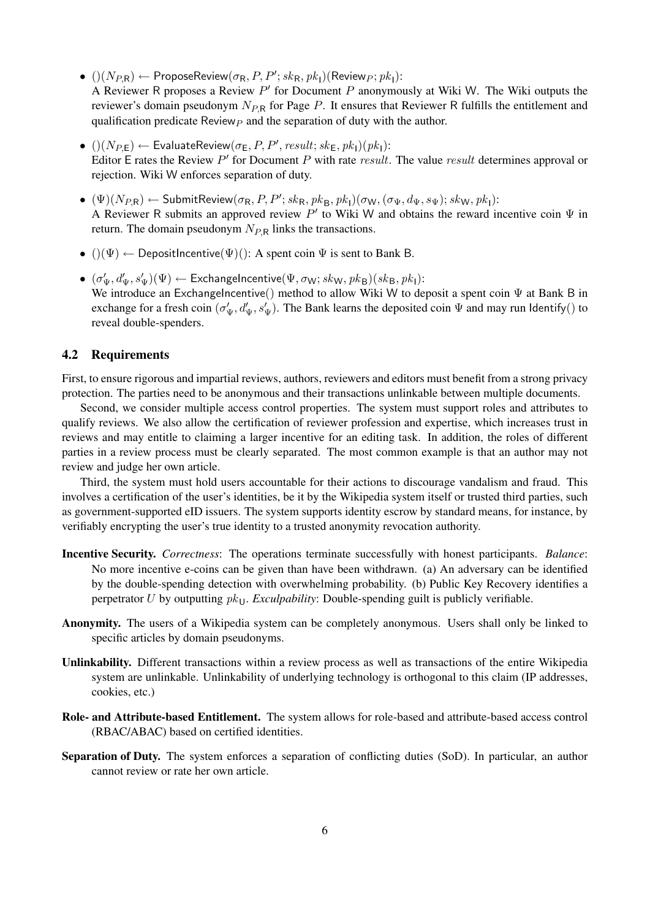- $()(N_{P,\mathsf{R}}) \leftarrow \mathsf{ProposeReview}(\sigma_\mathsf{R}, P, P'; sk_\mathsf{R}, pk_\mathsf{I})(\mathsf{Review}_P; pk_\mathsf{I})$:
  A Reviewer R proposes a Review $P'$ for Document $P$ anonymously at Wiki W. The Wiki outputs the reviewer's domain pseudonym $N_{P,\mathsf{R}}$ for Page $P$. It ensures that Reviewer R fulfills the entitlement and qualification predicate $\mathsf{Review}_P$ and the separation of duty with the author.

- $()(N_{P,\mathsf{E}}) \leftarrow \mathsf{EvaluateReview}(\sigma_\mathsf{E}, P, P', result; sk_\mathsf{E}, pk_\mathsf{I})(pk_\mathsf{I})$:
  Editor E rates the Review $P'$ for Document $P$ with rate $result$. The value $result$ determines approval or rejection. Wiki W enforces separation of duty.

- $(\Psi)(N_{P,\mathsf{R}}) \leftarrow \mathsf{SubmitReview}(\sigma_\mathsf{R}, P, P'; sk_\mathsf{R}, pk_\mathsf{B}, pk_\mathsf{I})(\sigma_\mathsf{W}, (\sigma_\Psi, d_\Psi, s_\Psi); sk_\mathsf{W}, pk_\mathsf{I})$:
  A Reviewer R submits an approved review $P'$ to Wiki W and obtains the reward incentive coin $\Psi$ in return. The domain pseudonym $N_{P,\mathsf{R}}$ links the transactions.

- $()(\Psi) \leftarrow \mathsf{DepositIncentive}(\Psi)()$: A spent coin $\Psi$ is sent to Bank B.

- $(\sigma'_\Psi, d'_\Psi, s'_\Psi)(\Psi) \leftarrow \mathsf{ExchangeIncentive}(\Psi, \sigma_\mathsf{W}; sk_\mathsf{W}, pk_\mathsf{B})(sk_\mathsf{B}, pk_\mathsf{I})$:
  We introduce an ExchangeIncentive() method to allow Wiki W to deposit a spent coin $\Psi$ at Bank B in exchange for a fresh coin $(\sigma'_\Psi, d'_\Psi, s'_\Psi)$. The Bank learns the deposited coin $\Psi$ and may run Identify() to reveal double-spenders.

## 4.2 Requirements

First, to ensure rigorous and impartial reviews, authors, reviewers and editors must benefit from a strong privacy protection. The parties need to be anonymous and their transactions unlinkable between multiple documents.

Second, we consider multiple access control properties. The system must support roles and attributes to qualify reviews. We also allow the certification of reviewer profession and expertise, which increases trust in reviews and may entitle to claiming a larger incentive for an editing task. In addition, the roles of different parties in a review process must be clearly separated. The most common example is that an author may not review and judge her own article.

Third, the system must hold users accountable for their actions to discourage vandalism and fraud. This involves a certification of the user's identities, be it by the Wikipedia system itself or trusted third parties, such as government-supported eID issuers. The system supports identity escrow by standard means, for instance, by verifiably encrypting the user's true identity to a trusted anonymity revocation authority.

**Incentive Security.** *Correctness*: The operations terminate successfully with honest participants. *Balance*: No more incentive e-coins can be given than have been withdrawn. (a) An adversary can be identified by the double-spending detection with overwhelming probability. (b) Public Key Recovery identifies a perpetrator $U$ by outputting $pk_\mathsf{U}$. *Exculpability*: Double-spending guilt is publicly verifiable.

**Anonymity.** The users of a Wikipedia system can be completely anonymous. Users shall only be linked to specific articles by domain pseudonyms.

**Unlinkability.** Different transactions within a review process as well as transactions of the entire Wikipedia system are unlinkable. Unlinkability of underlying technology is orthogonal to this claim (IP addresses, cookies, etc.)

**Role- and Attribute-based Entitlement.** The system allows for role-based and attribute-based access control (RBAC/ABAC) based on certified identities.

**Separation of Duty.** The system enforces a separation of conflicting duties (SoD). In particular, an author cannot review or rate her own article.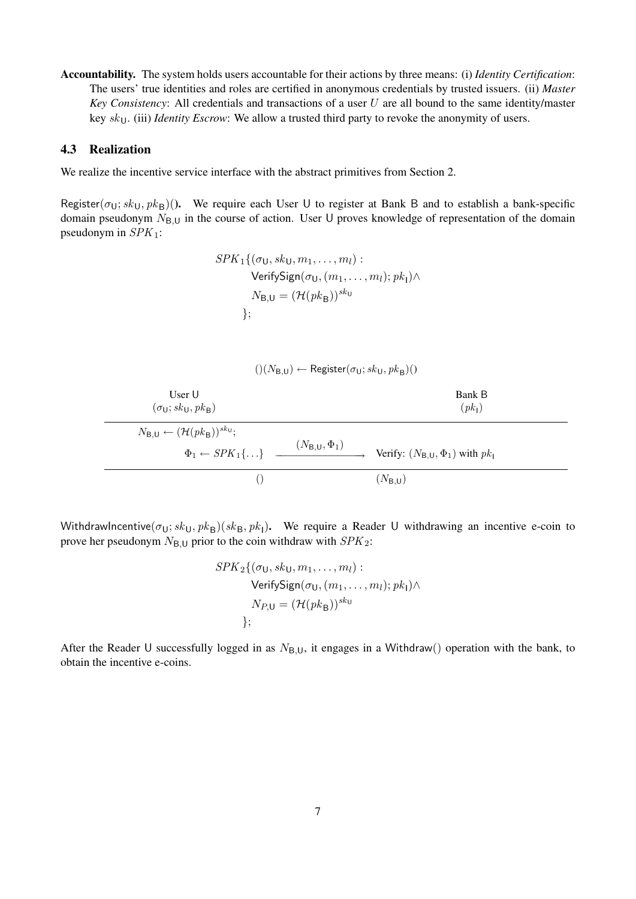**Accountability.** The system holds users accountable for their actions by three means: (i) *Identity Certification*: The users' true identities and roles are certified in anonymous credentials by trusted issuers. (ii) *Master Key Consistency*: All credentials and transactions of a user $U$ are all bound to the same identity/master key $sk_{\mathsf{U}}$. (iii) *Identity Escrow*: We allow a trusted third party to revoke the anonymity of users.

### 4.3 Realization

We realize the incentive service interface with the abstract primitives from Section 2.

**$\mathsf{Register}(\sigma_{\mathsf{U}}; sk_{\mathsf{U}}, pk_{\mathsf{B}})()$.** We require each User U to register at Bank B and to establish a bank-specific domain pseudonym $N_{\mathsf{B},\mathsf{U}}$ in the course of action. User U proves knowledge of representation of the domain pseudonym in $SPK_1$:

$$
\begin{aligned}
SPK_1\{(&\sigma_{\mathsf{U}}, sk_{\mathsf{U}}, m_1, \ldots, m_l) : \\
&\mathsf{VerifySign}(\sigma_{\mathsf{U}}, (m_1, \ldots, m_l); pk_{\mathsf{I}}) \wedge \\
&N_{\mathsf{B},\mathsf{U}} = (\mathcal{H}(pk_{\mathsf{B}}))^{sk_{\mathsf{U}}} \\
\};&
\end{aligned}
$$

$$()(N_{\mathsf{B},\mathsf{U}}) \leftarrow \mathsf{Register}(\sigma_{\mathsf{U}}; sk_{\mathsf{U}}, pk_{\mathsf{B}})()$$

| User U $(\sigma_{\mathsf{U}}; sk_{\mathsf{U}}, pk_{\mathsf{B}})$ | | Bank B $(pk_{\mathsf{I}})$ |
|---|---|---|
| $N_{\mathsf{B},\mathsf{U}} \leftarrow (\mathcal{H}(pk_{\mathsf{B}}))^{sk_{\mathsf{U}}}$; | | |
| $\Phi_1 \leftarrow SPK_1\{\ldots\}$ | $\xrightarrow{(N_{\mathsf{B},\mathsf{U}}, \Phi_1)}$ | Verify: $(N_{\mathsf{B},\mathsf{U}}, \Phi_1)$ with $pk_{\mathsf{I}}$ |
| $()$ | | $(N_{\mathsf{B},\mathsf{U}})$ |

**$\mathsf{WithdrawIncentive}(\sigma_{\mathsf{U}}; sk_{\mathsf{U}}, pk_{\mathsf{B}})(sk_{\mathsf{B}}, pk_{\mathsf{I}})$.** We require a Reader U withdrawing an incentive e-coin to prove her pseudonym $N_{\mathsf{B},\mathsf{U}}$ prior to the coin withdraw with $SPK_2$:

$$
\begin{aligned}
SPK_2\{(&\sigma_{\mathsf{U}}, sk_{\mathsf{U}}, m_1, \ldots, m_l) : \\
&\mathsf{VerifySign}(\sigma_{\mathsf{U}}, (m_1, \ldots, m_l); pk_{\mathsf{I}}) \wedge \\
&N_{P,\mathsf{U}} = (\mathcal{H}(pk_{\mathsf{B}}))^{sk_{\mathsf{U}}} \\
\};&
\end{aligned}
$$

After the Reader U successfully logged in as $N_{\mathsf{B},\mathsf{U}}$, it engages in a $\mathsf{Withdraw}()$ operation with the bank, to obtain the incentive e-coins.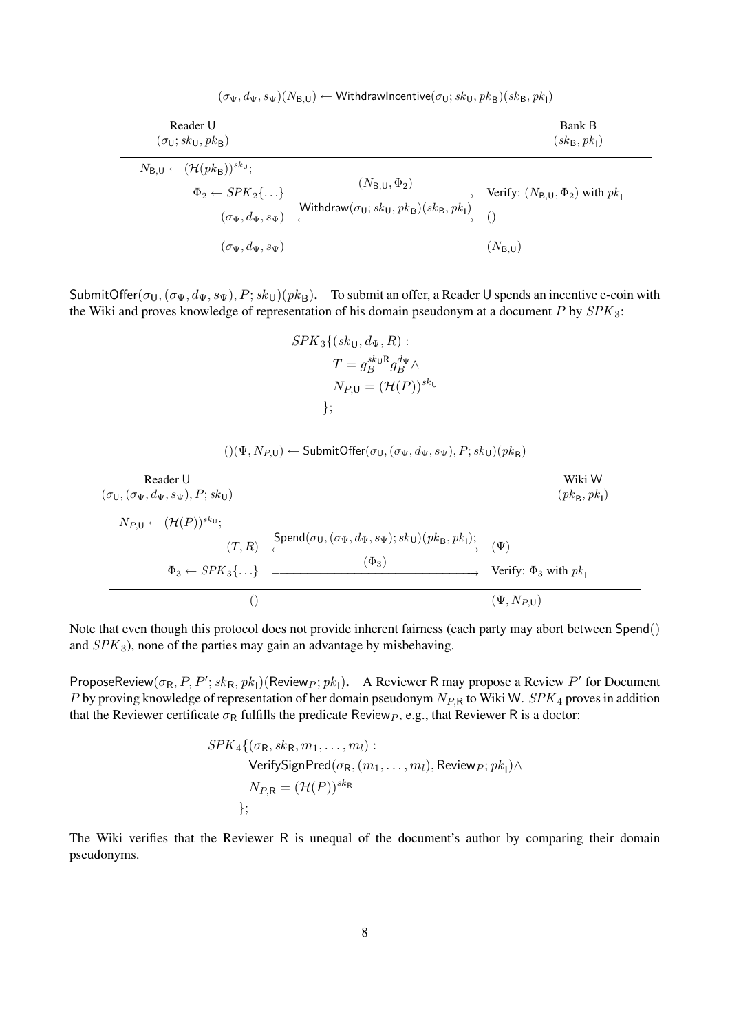$$(\sigma_\Psi, d_\Psi, s_\Psi)(N_{\mathsf{B},\mathsf{U}}) \leftarrow \mathsf{WithdrawIncentive}(\sigma_\mathsf{U}; sk_\mathsf{U}, pk_\mathsf{B})(sk_\mathsf{B}, pk_\mathsf{I})$$

| Reader U $(\sigma_\mathsf{U}; sk_\mathsf{U}, pk_\mathsf{B})$ | | Bank B $(sk_\mathsf{B}, pk_\mathsf{I})$ |
|---|---|---|
| $N_{\mathsf{B},\mathsf{U}} \leftarrow (\mathcal{H}(pk_\mathsf{B}))^{sk_\mathsf{U}}$; | | |
| $\Phi_2 \leftarrow SPK_2\{\ldots\}$ | $\xrightarrow{(N_{\mathsf{B},\mathsf{U}}, \Phi_2)}$ | Verify: $(N_{\mathsf{B},\mathsf{U}}, \Phi_2)$ with $pk_\mathsf{I}$ |
| $(\sigma_\Psi, d_\Psi, s_\Psi)$ | $\xleftrightarrow{\mathsf{Withdraw}(\sigma_\mathsf{U}; sk_\mathsf{U}, pk_\mathsf{B})(sk_\mathsf{B}, pk_\mathsf{I})}$ | $()$ |
| $(\sigma_\Psi, d_\Psi, s_\Psi)$ | | $(N_{\mathsf{B},\mathsf{U}})$ |

$\mathsf{SubmitOffer}(\sigma_\mathsf{U}, (\sigma_\Psi, d_\Psi, s_\Psi), P; sk_\mathsf{U})(pk_\mathsf{B})$**.** To submit an offer, a Reader U spends an incentive e-coin with the Wiki and proves knowledge of representation of his domain pseudonym at a document $P$ by $SPK_3$:

$$\begin{aligned} SPK_3\{(sk_\mathsf{U}, d_\Psi, R) :& \\ & T = g_B^{sk_\mathsf{U} \mathsf{R}} g_B^{d_\Psi} \wedge \\ & N_{P,\mathsf{U}} = (\mathcal{H}(P))^{sk_\mathsf{U}} \\ \}&; \end{aligned}$$

$$()(\Psi, N_{P,\mathsf{U}}) \leftarrow \mathsf{SubmitOffer}(\sigma_\mathsf{U}, (\sigma_\Psi, d_\Psi, s_\Psi), P; sk_\mathsf{U})(pk_\mathsf{B})$$

| Reader U $(\sigma_\mathsf{U}, (\sigma_\Psi, d_\Psi, s_\Psi), P; sk_\mathsf{U})$ | | Wiki W $(pk_\mathsf{B}, pk_\mathsf{I})$ |
|---|---|---|
| $N_{P,\mathsf{U}} \leftarrow (\mathcal{H}(P))^{sk_\mathsf{U}}$; | | |
| $(T, R)$ | $\xleftrightarrow{\mathsf{Spend}(\sigma_\mathsf{U}, (\sigma_\Psi, d_\Psi, s_\Psi); sk_\mathsf{U})(pk_\mathsf{B}, pk_\mathsf{I});}$ | $(\Psi)$ |
| $\Phi_3 \leftarrow SPK_3\{\ldots\}$ | $\xrightarrow{(\Phi_3)}$ | Verify: $\Phi_3$ with $pk_\mathsf{I}$ |
| $()$ | | $(\Psi, N_{P,\mathsf{U}})$ |

Note that even though this protocol does not provide inherent fairness (each party may abort between Spend() and $SPK_3$), none of the parties may gain an advantage by misbehaving.

$\mathsf{ProposeReview}(\sigma_\mathsf{R}, P, P'; sk_\mathsf{R}, pk_\mathsf{I})(\mathsf{Review}_P; pk_\mathsf{I})$**.** A Reviewer R may propose a Review $P'$ for Document $P$ by proving knowledge of representation of her domain pseudonym $N_{P,\mathsf{R}}$ to Wiki W. $SPK_4$ proves in addition that the Reviewer certificate $\sigma_\mathsf{R}$ fulfills the predicate $\mathsf{Review}_P$, e.g., that Reviewer R is a doctor:

$$\begin{aligned} SPK_4\{(\sigma_\mathsf{R}, sk_\mathsf{R}, m_1, \ldots, m_l) :& \\ & \mathsf{VerifySignPred}(\sigma_\mathsf{R}, (m_1, \ldots, m_l), \mathsf{Review}_P; pk_\mathsf{I}) \wedge \\ & N_{P,\mathsf{R}} = (\mathcal{H}(P))^{sk_\mathsf{R}} \\ \}&; \end{aligned}$$

The Wiki verifies that the Reviewer R is unequal of the document's author by comparing their domain pseudonyms.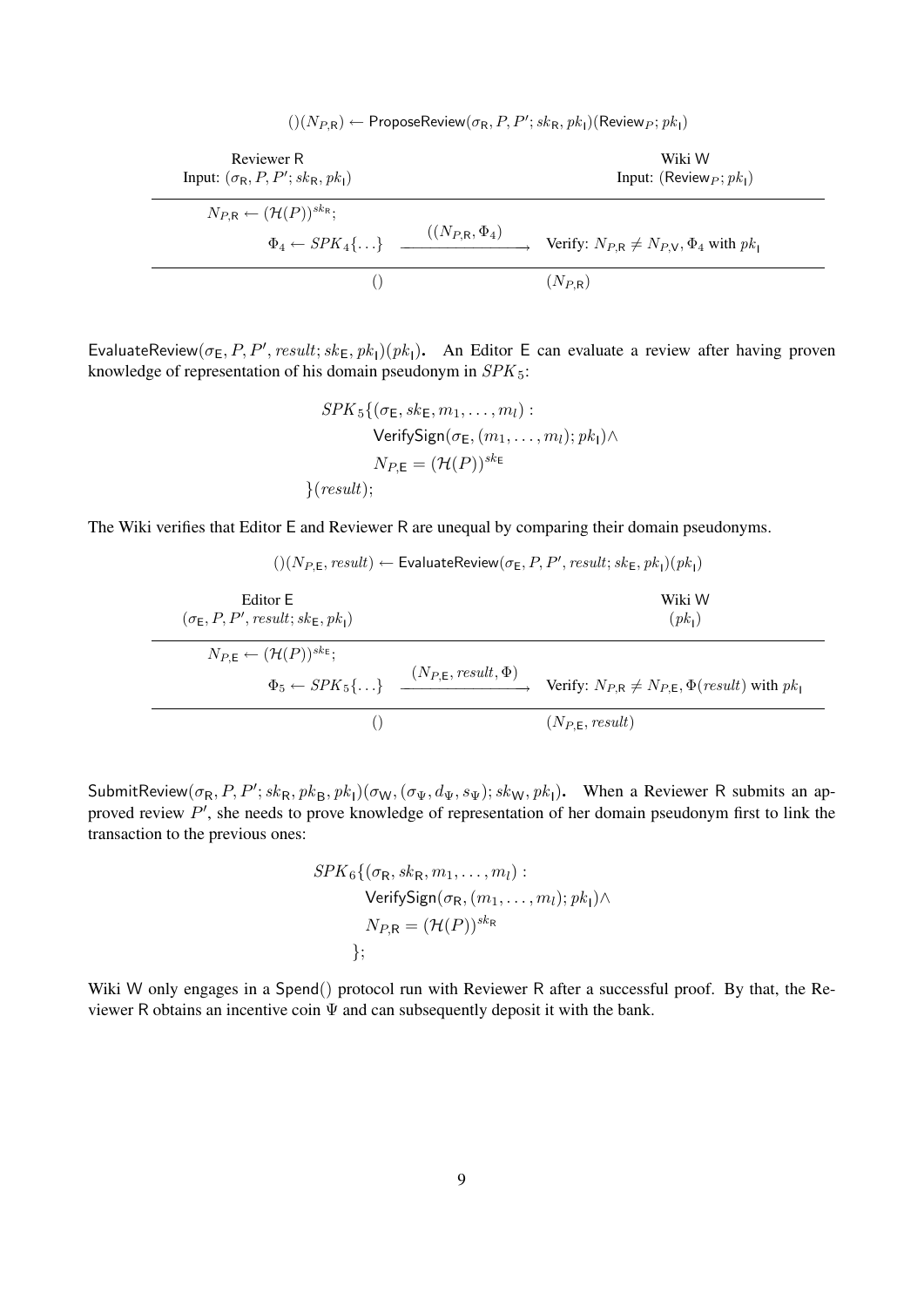$$()(N_{P,\mathsf{R}}) \leftarrow \mathsf{ProposeReview}(\sigma_\mathsf{R}, P, P'; sk_\mathsf{R}, pk_\mathsf{I})(\mathsf{Review}_P; pk_\mathsf{I})$$

| Reviewer R<br>Input: $(\sigma_\mathsf{R}, P, P'; sk_\mathsf{R}, pk_\mathsf{I})$ | | Wiki W<br>Input: $(\mathsf{Review}_P; pk_\mathsf{I})$ |
|---|---|---|
| $N_{P,\mathsf{R}} \leftarrow (\mathcal{H}(P))^{sk_\mathsf{R}}$; | | |
| $\Phi_4 \leftarrow SPK_4\{\ldots\}$ | $\xrightarrow{((N_{P,\mathsf{R}}, \Phi_4)}$ | Verify: $N_{P,\mathsf{R}} \neq N_{P,\mathsf{V}}, \Phi_4$ with $pk_\mathsf{I}$ |
| $()$ | | $(N_{P,\mathsf{R}})$ |

$\mathsf{EvaluateReview}(\sigma_\mathsf{E}, P, P', result; sk_\mathsf{E}, pk_\mathsf{I})(pk_\mathsf{I})$**.** An Editor E can evaluate a review after having proven knowledge of representation of his domain pseudonym in $SPK_5$:

$$\begin{aligned}
SPK_5\{(&\sigma_\mathsf{E}, sk_\mathsf{E}, m_1, \ldots, m_l) : \\
&\mathsf{VerifySign}(\sigma_\mathsf{E}, (m_1, \ldots, m_l); pk_\mathsf{I}) \wedge \\
&N_{P,\mathsf{E}} = (\mathcal{H}(P))^{sk_\mathsf{E}} \\
\}&(result);
\end{aligned}$$

The Wiki verifies that Editor E and Reviewer R are unequal by comparing their domain pseudonyms.

$$()(N_{P,\mathsf{E}}, result) \leftarrow \mathsf{EvaluateReview}(\sigma_\mathsf{E}, P, P', result; sk_\mathsf{E}, pk_\mathsf{I})(pk_\mathsf{I})$$

| Editor E<br>$(\sigma_\mathsf{E}, P, P', result; sk_\mathsf{E}, pk_\mathsf{I})$ | | Wiki W<br>$(pk_\mathsf{I})$ |
|---|---|---|
| $N_{P,\mathsf{E}} \leftarrow (\mathcal{H}(P))^{sk_\mathsf{E}}$; | | |
| $\Phi_5 \leftarrow SPK_5\{\ldots\}$ | $\xrightarrow{(N_{P,\mathsf{E}}, result, \Phi)}$ | Verify: $N_{P,\mathsf{R}} \neq N_{P,\mathsf{E}}, \Phi(result)$ with $pk_\mathsf{I}$ |
| $()$ | | $(N_{P,\mathsf{E}}, result)$ |

$\mathsf{SubmitReview}(\sigma_\mathsf{R}, P, P'; sk_\mathsf{R}, pk_\mathsf{B}, pk_\mathsf{I})(\sigma_\mathsf{W}, (\sigma_\Psi, d_\Psi, s_\Psi); sk_\mathsf{W}, pk_\mathsf{I})$**.** When a Reviewer R submits an approved review $P'$, she needs to prove knowledge of representation of her domain pseudonym first to link the transaction to the previous ones:

$$\begin{aligned}
SPK_6\{(&\sigma_\mathsf{R}, sk_\mathsf{R}, m_1, \ldots, m_l) : \\
&\mathsf{VerifySign}(\sigma_\mathsf{R}, (m_1, \ldots, m_l); pk_\mathsf{I}) \wedge \\
&N_{P,\mathsf{R}} = (\mathcal{H}(P))^{sk_\mathsf{R}} \\
\}&;
\end{aligned}$$

Wiki W only engages in a Spend() protocol run with Reviewer R after a successful proof. By that, the Reviewer R obtains an incentive coin $\Psi$ and can subsequently deposit it with the bank.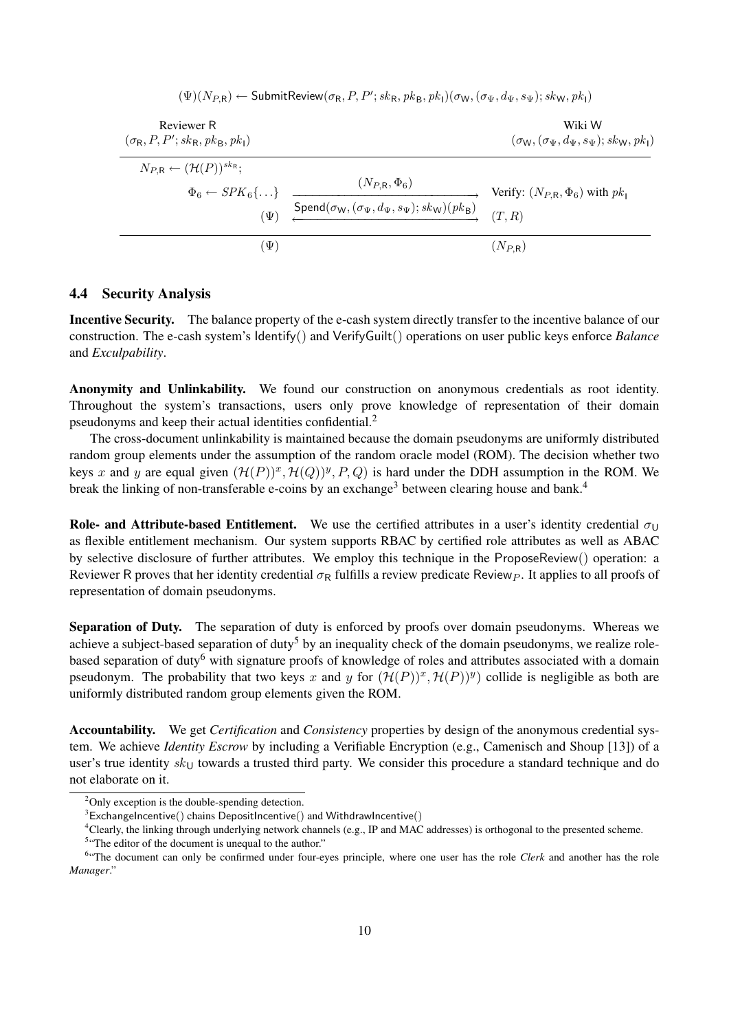$(\Psi)(N_{P,\mathsf{R}}) \leftarrow \mathsf{SubmitReview}(\sigma_\mathsf{R}, P, P'; sk_\mathsf{R}, pk_\mathsf{B}, pk_\mathsf{I})(\sigma_\mathsf{W}, (\sigma_\Psi, d_\Psi, s_\Psi); sk_\mathsf{W}, pk_\mathsf{I})$

| Reviewer R $(\sigma_\mathsf{R}, P, P'; sk_\mathsf{R}, pk_\mathsf{B}, pk_\mathsf{I})$ | | Wiki W $(\sigma_\mathsf{W}, (\sigma_\Psi, d_\Psi, s_\Psi); sk_\mathsf{W}, pk_\mathsf{I})$ |
|---|---|---|
| $N_{P,\mathsf{R}} \leftarrow (\mathcal{H}(P))^{sk_\mathsf{R}}$; | | |
| $\Phi_6 \leftarrow SPK_6\{\ldots\}$ | $\xrightarrow{(N_{P,\mathsf{R}}, \Phi_6)}$ | Verify: $(N_{P,\mathsf{R}}, \Phi_6)$ with $pk_\mathsf{I}$ |
| $(\Psi)$ | $\xleftrightarrow{\mathsf{Spend}(\sigma_\mathsf{W}, (\sigma_\Psi, d_\Psi, s_\Psi); sk_\mathsf{W})(pk_\mathsf{B})}$ | $(T, R)$ |
| $(\Psi)$ | | $(N_{P,\mathsf{R}})$ |

### 4.4 Security Analysis

**Incentive Security.** The balance property of the e-cash system directly transfer to the incentive balance of our construction. The e-cash system's Identify() and VerifyGuilt() operations on user public keys enforce *Balance* and *Exculpability*.

**Anonymity and Unlinkability.** We found our construction on anonymous credentials as root identity. Throughout the system's transactions, users only prove knowledge of representation of their domain pseudonyms and keep their actual identities confidential.[2]

The cross-document unlinkability is maintained because the domain pseudonyms are uniformly distributed random group elements under the assumption of the random oracle model (ROM). The decision whether two keys $x$ and $y$ are equal given $(\mathcal{H}(P))^x, \mathcal{H}(Q))^y, P, Q)$ is hard under the DDH assumption in the ROM. We break the linking of non-transferable e-coins by an exchange[3] between clearing house and bank.[4]

**Role- and Attribute-based Entitlement.** We use the certified attributes in a user's identity credential $\sigma_\mathsf{U}$ as flexible entitlement mechanism. Our system supports RBAC by certified role attributes as well as ABAC by selective disclosure of further attributes. We employ this technique in the ProposeReview() operation: a Reviewer R proves that her identity credential $\sigma_\mathsf{R}$ fulfills a review predicate $\mathsf{Review}_P$. It applies to all proofs of representation of domain pseudonyms.

**Separation of Duty.** The separation of duty is enforced by proofs over domain pseudonyms. Whereas we achieve a subject-based separation of duty[5] by an inequality check of the domain pseudonyms, we realize role-based separation of duty[6] with signature proofs of knowledge of roles and attributes associated with a domain pseudonym. The probability that two keys $x$ and $y$ for $(\mathcal{H}(P))^x, \mathcal{H}(P))^y)$ collide is negligible as both are uniformly distributed random group elements given the ROM.

**Accountability.** We get *Certification* and *Consistency* properties by design of the anonymous credential system. We achieve *Identity Escrow* by including a Verifiable Encryption (e.g., Camenisch and Shoup [13]) of a user's true identity $sk_\mathsf{U}$ towards a trusted third party. We consider this procedure a standard technique and do not elaborate on it.

[2] Only exception is the double-spending detection.

[3] ExchangeIncentive() chains DepositIncentive() and WithdrawIncentive()

[4] Clearly, the linking through underlying network channels (e.g., IP and MAC addresses) is orthogonal to the presented scheme.

[5] "The editor of the document is unequal to the author."

[6] "The document can only be confirmed under four-eyes principle, where one user has the role *Clerk* and another has the role *Manager*."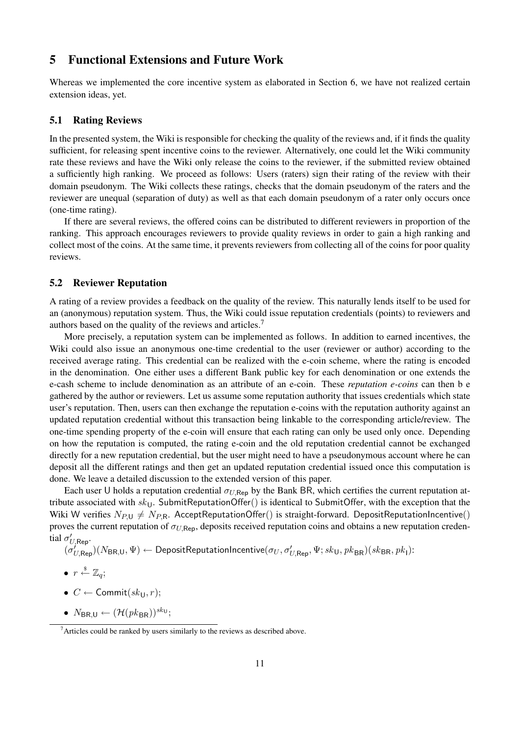## 5 Functional Extensions and Future Work

Whereas we implemented the core incentive system as elaborated in Section 6, we have not realized certain extension ideas, yet.

### 5.1 Rating Reviews

In the presented system, the Wiki is responsible for checking the quality of the reviews and, if it finds the quality sufficient, for releasing spent incentive coins to the reviewer. Alternatively, one could let the Wiki community rate these reviews and have the Wiki only release the coins to the reviewer, if the submitted review obtained a sufficiently high ranking. We proceed as follows: Users (raters) sign their rating of the review with their domain pseudonym. The Wiki collects these ratings, checks that the domain pseudonym of the raters and the reviewer are unequal (separation of duty) as well as that each domain pseudonym of a rater only occurs once (one-time rating).

If there are several reviews, the offered coins can be distributed to different reviewers in proportion of the ranking. This approach encourages reviewers to provide quality reviews in order to gain a high ranking and collect most of the coins. At the same time, it prevents reviewers from collecting all of the coins for poor quality reviews.

### 5.2 Reviewer Reputation

A rating of a review provides a feedback on the quality of the review. This naturally lends itself to be used for an (anonymous) reputation system. Thus, the Wiki could issue reputation credentials (points) to reviewers and authors based on the quality of the reviews and articles.[7]

More precisely, a reputation system can be implemented as follows. In addition to earned incentives, the Wiki could also issue an anonymous one-time credential to the user (reviewer or author) according to the received average rating. This credential can be realized with the e-coin scheme, where the rating is encoded in the denomination. One either uses a different Bank public key for each denomination or one extends the e-cash scheme to include denomination as an attribute of an e-coin. These *reputation e-coins* can then b e gathered by the author or reviewers. Let us assume some reputation authority that issues credentials which state user's reputation. Then, users can then exchange the reputation e-coins with the reputation authority against an updated reputation credential without this transaction being linkable to the corresponding article/review. The one-time spending property of the e-coin will ensure that each rating can only be used only once. Depending on how the reputation is computed, the rating e-coin and the old reputation credential cannot be exchanged directly for a new reputation credential, but the user might need to have a pseudonymous account where he can deposit all the different ratings and then get an updated reputation credential issued once this computation is done. We leave a detailed discussion to the extended version of this paper.

Each user U holds a reputation credential $\sigma_{U,\mathsf{Rep}}$ by the Bank BR, which certifies the current reputation attribute associated with $sk_{\mathsf{U}}$. SubmitReputationOffer() is identical to SubmitOffer, with the exception that the Wiki W verifies $N_{P,\mathsf{U}} \neq N_{P,\mathsf{R}}$. AcceptReputationOffer() is straight-forward. DepositReputationIncentive() proves the current reputation of $\sigma_{U,\mathsf{Rep}}$, deposits received reputation coins and obtains a new reputation credential $\sigma'_{U,\mathsf{Rep}}$.

$(\sigma'_{U,\mathsf{Rep}})(N_{\mathsf{BR},\mathsf{U}}, \Psi) \leftarrow \mathsf{DepositReputationIncentive}(\sigma_U, \sigma'_{U,\mathsf{Rep}}, \Psi; sk_{\mathsf{U}}, pk_{\mathsf{BR}})(sk_{\mathsf{BR}}, pk_{\mathsf{I}})$:

- $r \xleftarrow{\$} \mathbb{Z}_q$;
- $C \leftarrow \mathsf{Commit}(sk_{\mathsf{U}}, r)$;
- $N_{\mathsf{BR},\mathsf{U}} \leftarrow (\mathcal{H}(pk_{\mathsf{BR}}))^{sk_{\mathsf{U}}}$;

[7] Articles could be ranked by users similarly to the reviews as described above.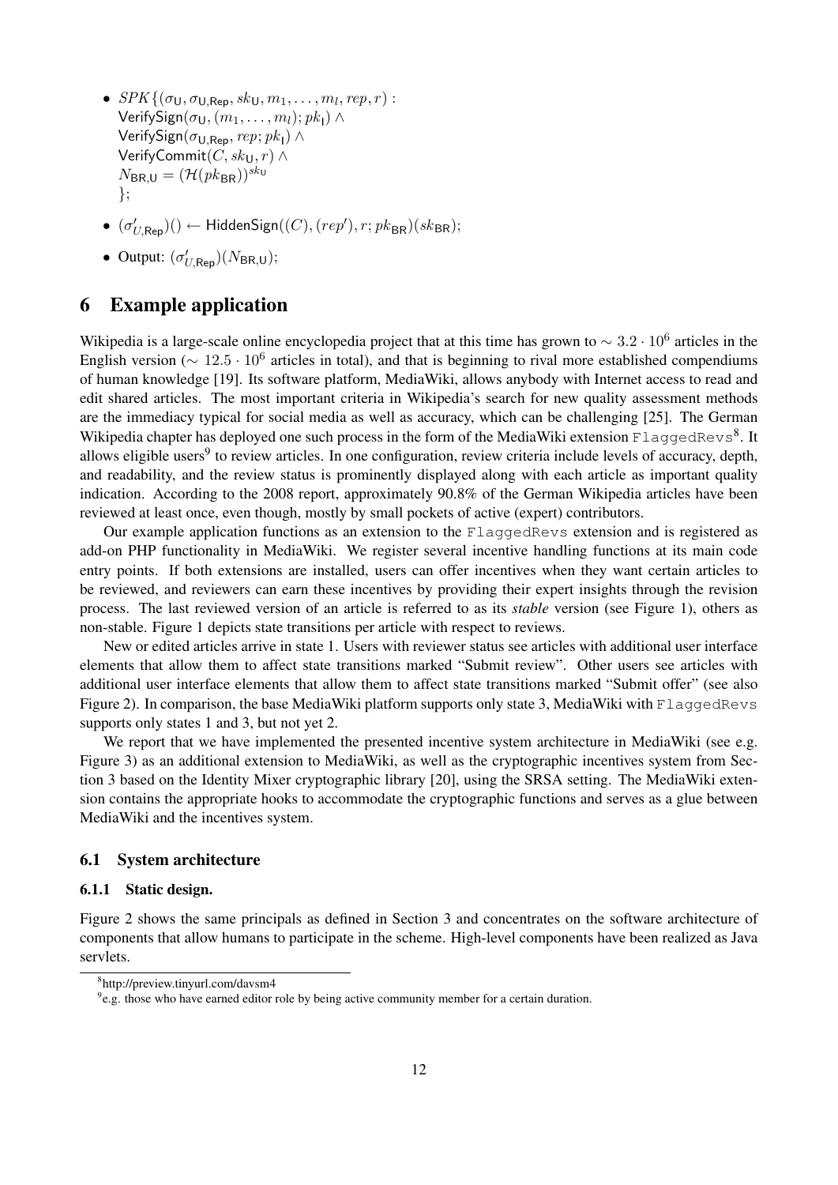- $SPK\{(\sigma_{\mathsf{U}}, \sigma_{\mathsf{U,Rep}}, sk_{\mathsf{U}}, m_1, \ldots, m_l, rep, r) :$
  $\mathsf{VerifySign}(\sigma_{\mathsf{U}}, (m_1, \ldots, m_l); pk_{\mathsf{I}}) \wedge$
  $\mathsf{VerifySign}(\sigma_{\mathsf{U,Rep}}, rep; pk_{\mathsf{I}}) \wedge$
  $\mathsf{VerifyCommit}(C, sk_{\mathsf{U}}, r) \wedge$
  $N_{\mathsf{BR,U}} = (\mathcal{H}(pk_{\mathsf{BR}}))^{sk_{\mathsf{U}}}$
  $\}$;
- $(\sigma'_{U,\mathsf{Rep}})() \leftarrow \mathsf{HiddenSign}((C), (rep'), r; pk_{\mathsf{BR}})(sk_{\mathsf{BR}})$;
- Output: $(\sigma'_{U,\mathsf{Rep}})(N_{\mathsf{BR,U}})$;

# 6 Example application

Wikipedia is a large-scale online encyclopedia project that at this time has grown to $\sim 3.2 \cdot 10^6$ articles in the English version ($\sim 12.5 \cdot 10^6$ articles in total), and that is beginning to rival more established compendiums of human knowledge [19]. Its software platform, MediaWiki, allows anybody with Internet access to read and edit shared articles. The most important criteria in Wikipedia's search for new quality assessment methods are the immediacy typical for social media as well as accuracy, which can be challenging [25]. The German Wikipedia chapter has deployed one such process in the form of the MediaWiki extension `FlaggedRevs`[8]. It allows eligible users[9] to review articles. In one configuration, review criteria include levels of accuracy, depth, and readability, and the review status is prominently displayed along with each article as important quality indication. According to the 2008 report, approximately 90.8% of the German Wikipedia articles have been reviewed at least once, even though, mostly by small pockets of active (expert) contributors.

Our example application functions as an extension to the `FlaggedRevs` extension and is registered as add-on PHP functionality in MediaWiki. We register several incentive handling functions at its main code entry points. If both extensions are installed, users can offer incentives when they want certain articles to be reviewed, and reviewers can earn these incentives by providing their expert insights through the revision process. The last reviewed version of an article is referred to as its *stable* version (see Figure 1), others as non-stable. Figure 1 depicts state transitions per article with respect to reviews.

New or edited articles arrive in state 1. Users with reviewer status see articles with additional user interface elements that allow them to affect state transitions marked "Submit review". Other users see articles with additional user interface elements that allow them to affect state transitions marked "Submit offer" (see also Figure 2). In comparison, the base MediaWiki platform supports only state 3, MediaWiki with `FlaggedRevs` supports only states 1 and 3, but not yet 2.

We report that we have implemented the presented incentive system architecture in MediaWiki (see e.g. Figure 3) as an additional extension to MediaWiki, as well as the cryptographic incentives system from Section 3 based on the Identity Mixer cryptographic library [20], using the SRSA setting. The MediaWiki extension contains the appropriate hooks to accommodate the cryptographic functions and serves as a glue between MediaWiki and the incentives system.

## 6.1 System architecture

### 6.1.1 Static design.

Figure 2 shows the same principals as defined in Section 3 and concentrates on the software architecture of components that allow humans to participate in the scheme. High-level components have been realized as Java servlets.

[8] http://preview.tinyurl.com/davsm4

[9] e.g. those who have earned editor role by being active community member for a certain duration.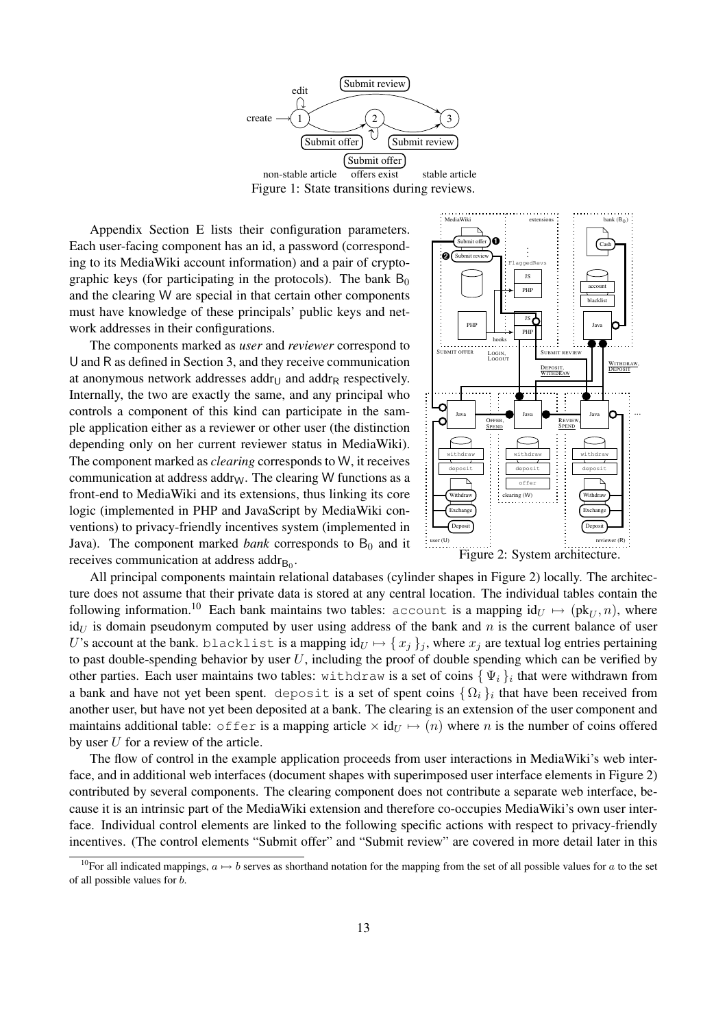Figure 1: State transitions during reviews.

Appendix Section E lists their configuration parameters. Each user-facing component has an id, a password (corresponding to its MediaWiki account information) and a pair of cryptographic keys (for participating in the protocols). The bank $\mathsf{B}_0$ and the clearing $\mathsf{W}$ are special in that certain other components must have knowledge of these principals' public keys and network addresses in their configurations.

The components marked as *user* and *reviewer* correspond to $\mathsf{U}$ and $\mathsf{R}$ as defined in Section 3, and they receive communication at anonymous network addresses $\mathsf{addr}_\mathsf{U}$ and $\mathsf{addr}_\mathsf{R}$ respectively. Internally, the two are exactly the same, and any principal who controls a component of this kind can participate in the sample application either as a reviewer or other user (the distinction depending only on her current reviewer status in MediaWiki). The component marked as *clearing* corresponds to $\mathsf{W}$, it receives communication at address $\mathsf{addr}_\mathsf{W}$. The clearing $\mathsf{W}$ functions as a front-end to MediaWiki and its extensions, thus linking its core logic (implemented in PHP and JavaScript by MediaWiki conventions) to privacy-friendly incentives system (implemented in Java). The component marked *bank* corresponds to $\mathsf{B}_0$ and it receives communication at address $\mathsf{addr}_{\mathsf{B}_0}$.

Figure 2: System architecture.

All principal components maintain relational databases (cylinder shapes in Figure 2) locally. The architecture does not assume that their private data is stored at any central location. The individual tables contain the following information.[10] Each bank maintains two tables: `account` is a mapping $\mathrm{id}_U \mapsto (\mathrm{pk}_U, n)$, where $\mathrm{id}_U$ is domain pseudonym computed by user using address of the bank and $n$ is the current balance of user $U$'s account at the bank. `blacklist` is a mapping $\mathrm{id}_U \mapsto \{ x_j \}_j$, where $x_j$ are textual log entries pertaining to past double-spending behavior by user $U$, including the proof of double spending which can be verified by other parties. Each user maintains two tables: `withdraw` is a set of coins $\{ \Psi_i \}_i$ that were withdrawn from a bank and have not yet been spent. `deposit` is a set of spent coins $\{ \Omega_i \}_i$ that have been received from another user, but have not yet been deposited at a bank. The clearing is an extension of the user component and maintains additional table: `offer` is a mapping article $\times\, \mathrm{id}_U \mapsto (n)$ where $n$ is the number of coins offered by user $U$ for a review of the article.

The flow of control in the example application proceeds from user interactions in MediaWiki's web interface, and in additional web interfaces (document shapes with superimposed user interface elements in Figure 2) contributed by several components. The clearing component does not contribute a separate web interface, because it is an intrinsic part of the MediaWiki extension and therefore co-occupies MediaWiki's own user interface. Individual control elements are linked to the following specific actions with respect to privacy-friendly incentives. (The control elements "Submit offer" and "Submit review" are covered in more detail later in this

[10] For all indicated mappings, $a \mapsto b$ serves as shorthand notation for the mapping from the set of all possible values for $a$ to the set of all possible values for $b$.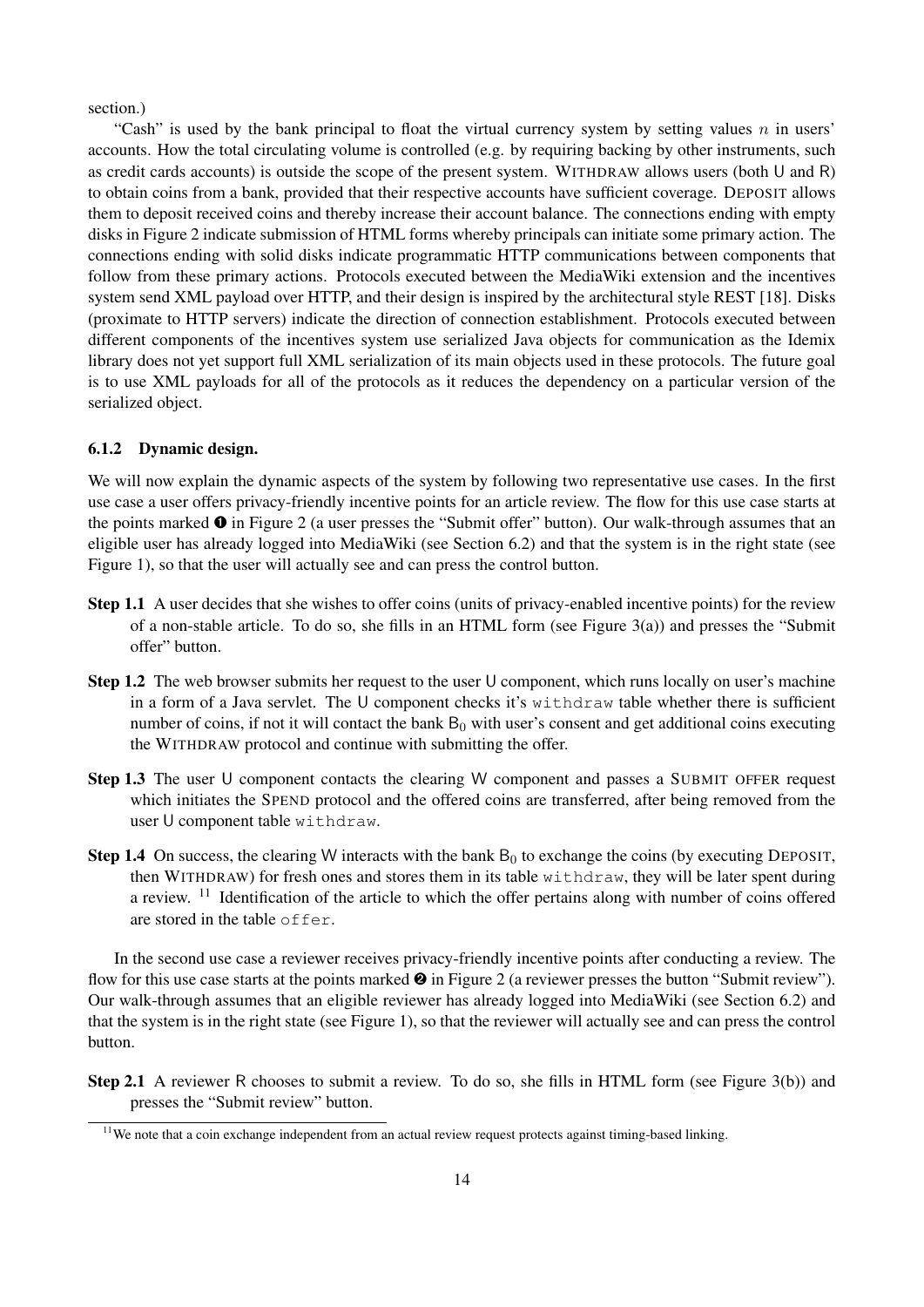section.)

"Cash" is used by the bank principal to float the virtual currency system by setting values $n$ in users' accounts. How the total circulating volume is controlled (e.g. by requiring backing by other instruments, such as credit cards accounts) is outside the scope of the present system. WITHDRAW allows users (both U and R) to obtain coins from a bank, provided that their respective accounts have sufficient coverage. DEPOSIT allows them to deposit received coins and thereby increase their account balance. The connections ending with empty disks in Figure 2 indicate submission of HTML forms whereby principals can initiate some primary action. The connections ending with solid disks indicate programmatic HTTP communications between components that follow from these primary actions. Protocols executed between the MediaWiki extension and the incentives system send XML payload over HTTP, and their design is inspired by the architectural style REST [18]. Disks (proximate to HTTP servers) indicate the direction of connection establishment. Protocols executed between different components of the incentives system use serialized Java objects for communication as the Idemix library does not yet support full XML serialization of its main objects used in these protocols. The future goal is to use XML payloads for all of the protocols as it reduces the dependency on a particular version of the serialized object.

### 6.1.2 Dynamic design.

We will now explain the dynamic aspects of the system by following two representative use cases. In the first use case a user offers privacy-friendly incentive points for an article review. The flow for this use case starts at the points marked ❶ in Figure 2 (a user presses the "Submit offer" button). Our walk-through assumes that an eligible user has already logged into MediaWiki (see Section 6.2) and that the system is in the right state (see Figure 1), so that the user will actually see and can press the control button.

**Step 1.1** A user decides that she wishes to offer coins (units of privacy-enabled incentive points) for the review of a non-stable article. To do so, she fills in an HTML form (see Figure 3(a)) and presses the "Submit offer" button.

**Step 1.2** The web browser submits her request to the user U component, which runs locally on user's machine in a form of a Java servlet. The U component checks it's `withdraw` table whether there is sufficient number of coins, if not it will contact the bank $B_0$ with user's consent and get additional coins executing the WITHDRAW protocol and continue with submitting the offer.

**Step 1.3** The user U component contacts the clearing W component and passes a SUBMIT OFFER request which initiates the SPEND protocol and the offered coins are transferred, after being removed from the user U component table `withdraw`.

**Step 1.4** On success, the clearing W interacts with the bank $B_0$ to exchange the coins (by executing DEPOSIT, then WITHDRAW) for fresh ones and stores them in its table `withdraw`, they will be later spent during a review. [11] Identification of the article to which the offer pertains along with number of coins offered are stored in the table `offer`.

In the second use case a reviewer receives privacy-friendly incentive points after conducting a review. The flow for this use case starts at the points marked ❷ in Figure 2 (a reviewer presses the button "Submit review"). Our walk-through assumes that an eligible reviewer has already logged into MediaWiki (see Section 6.2) and that the system is in the right state (see Figure 1), so that the reviewer will actually see and can press the control button.

**Step 2.1** A reviewer R chooses to submit a review. To do so, she fills in HTML form (see Figure 3(b)) and presses the "Submit review" button.

[11] We note that a coin exchange independent from an actual review request protects against timing-based linking.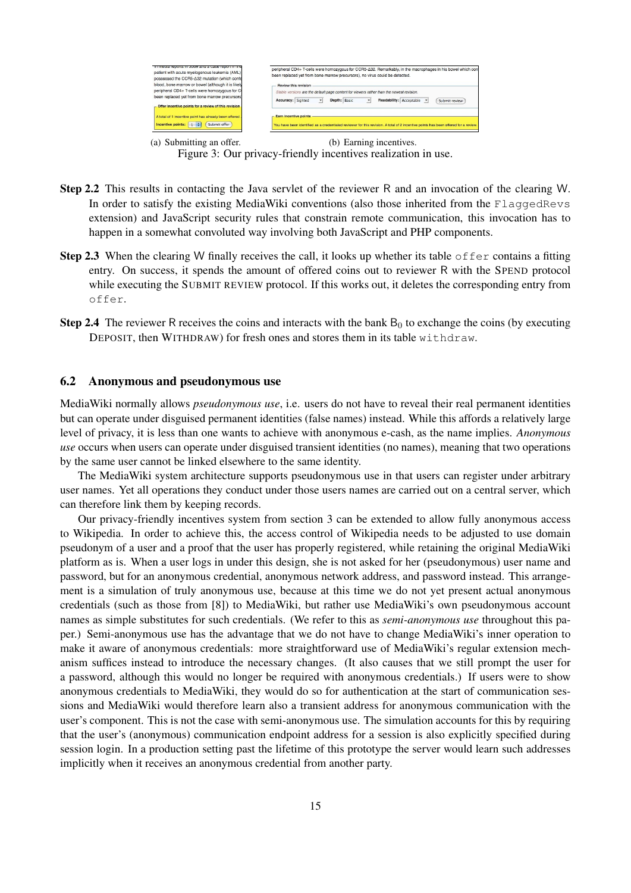(a) Submitting an offer.

(b) Earning incentives.

Figure 3: Our privacy-friendly incentives realization in use.

**Step 2.2** This results in contacting the Java servlet of the reviewer R and an invocation of the clearing W. In order to satisfy the existing MediaWiki conventions (also those inherited from the `FlaggedRevs` extension) and JavaScript security rules that constrain remote communication, this invocation has to happen in a somewhat convoluted way involving both JavaScript and PHP components.

**Step 2.3** When the clearing W finally receives the call, it looks up whether its table `offer` contains a fitting entry. On success, it spends the amount of offered coins out to reviewer R with the SPEND protocol while executing the SUBMIT REVIEW protocol. If this works out, it deletes the corresponding entry from `offer`.

**Step 2.4** The reviewer R receives the coins and interacts with the bank $B_0$ to exchange the coins (by executing DEPOSIT, then WITHDRAW) for fresh ones and stores them in its table `withdraw`.

## 6.2 Anonymous and pseudonymous use

MediaWiki normally allows *pseudonymous use*, i.e. users do not have to reveal their real permanent identities but can operate under disguised permanent identities (false names) instead. While this affords a relatively large level of privacy, it is less than one wants to achieve with anonymous e-cash, as the name implies. *Anonymous use* occurs when users can operate under disguised transient identities (no names), meaning that two operations by the same user cannot be linked elsewhere to the same identity.

The MediaWiki system architecture supports pseudonymous use in that users can register under arbitrary user names. Yet all operations they conduct under those users names are carried out on a central server, which can therefore link them by keeping records.

Our privacy-friendly incentives system from section 3 can be extended to allow fully anonymous access to Wikipedia. In order to achieve this, the access control of Wikipedia needs to be adjusted to use domain pseudonym of a user and a proof that the user has properly registered, while retaining the original MediaWiki platform as is. When a user logs in under this design, she is not asked for her (pseudonymous) user name and password, but for an anonymous credential, anonymous network address, and password instead. This arrangement is a simulation of truly anonymous use, because at this time we do not yet present actual anonymous credentials (such as those from [8]) to MediaWiki, but rather use MediaWiki's own pseudonymous account names as simple substitutes for such credentials. (We refer to this as *semi-anonymous use* throughout this paper.) Semi-anonymous use has the advantage that we do not have to change MediaWiki's inner operation to make it aware of anonymous credentials: more straightforward use of MediaWiki's regular extension mechanism suffices instead to introduce the necessary changes. (It also causes that we still prompt the user for a password, although this would no longer be required with anonymous credentials.) If users were to show anonymous credentials to MediaWiki, they would do so for authentication at the start of communication sessions and MediaWiki would therefore learn also a transient address for anonymous communication with the user's component. This is not the case with semi-anonymous use. The simulation accounts for this by requiring that the user's (anonymous) communication endpoint address for a session is also explicitly specified during session login. In a production setting past the lifetime of this prototype the server would learn such addresses implicitly when it receives an anonymous credential from another party.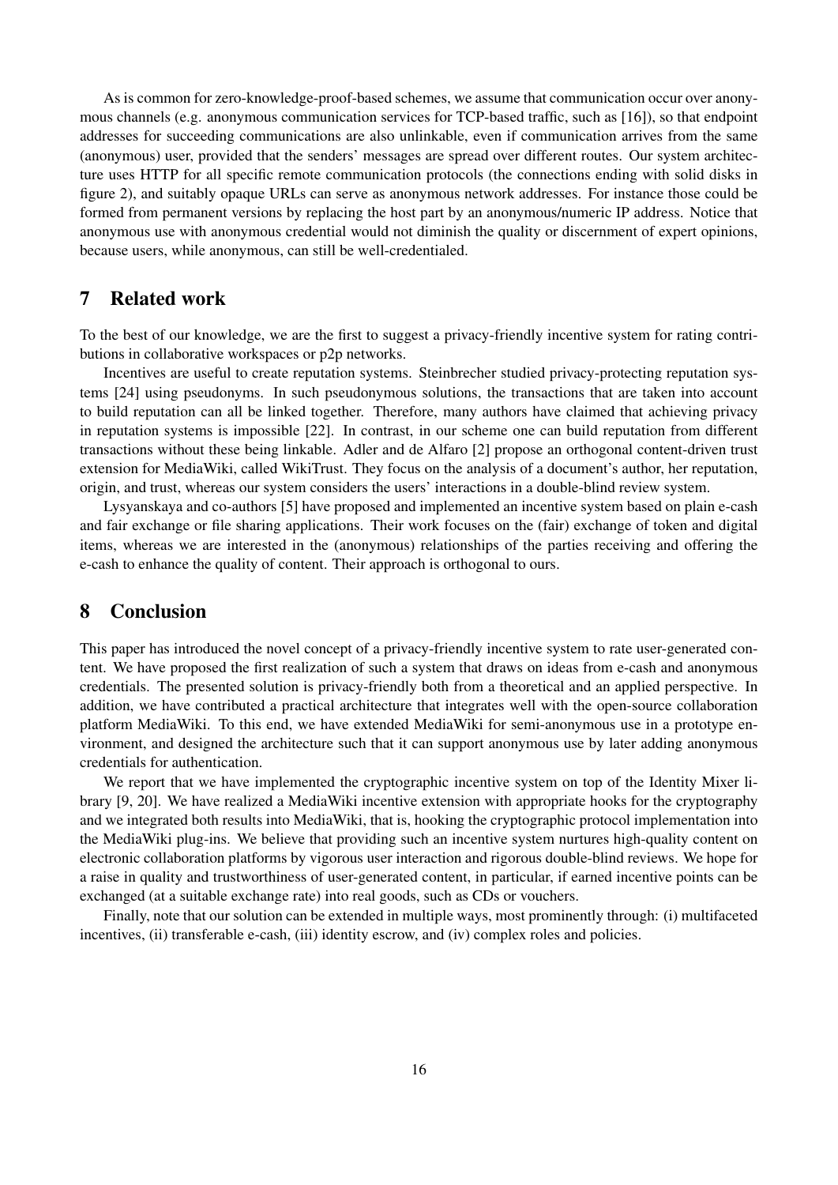As is common for zero-knowledge-proof-based schemes, we assume that communication occur over anonymous channels (e.g. anonymous communication services for TCP-based traffic, such as [16]), so that endpoint addresses for succeeding communications are also unlinkable, even if communication arrives from the same (anonymous) user, provided that the senders' messages are spread over different routes. Our system architecture uses HTTP for all specific remote communication protocols (the connections ending with solid disks in figure 2), and suitably opaque URLs can serve as anonymous network addresses. For instance those could be formed from permanent versions by replacing the host part by an anonymous/numeric IP address. Notice that anonymous use with anonymous credential would not diminish the quality or discernment of expert opinions, because users, while anonymous, can still be well-credentialed.

# 7 Related work

To the best of our knowledge, we are the first to suggest a privacy-friendly incentive system for rating contributions in collaborative workspaces or p2p networks.

Incentives are useful to create reputation systems. Steinbrecher studied privacy-protecting reputation systems [24] using pseudonyms. In such pseudonymous solutions, the transactions that are taken into account to build reputation can all be linked together. Therefore, many authors have claimed that achieving privacy in reputation systems is impossible [22]. In contrast, in our scheme one can build reputation from different transactions without these being linkable. Adler and de Alfaro [2] propose an orthogonal content-driven trust extension for MediaWiki, called WikiTrust. They focus on the analysis of a document's author, her reputation, origin, and trust, whereas our system considers the users' interactions in a double-blind review system.

Lysyanskaya and co-authors [5] have proposed and implemented an incentive system based on plain e-cash and fair exchange or file sharing applications. Their work focuses on the (fair) exchange of token and digital items, whereas we are interested in the (anonymous) relationships of the parties receiving and offering the e-cash to enhance the quality of content. Their approach is orthogonal to ours.

# 8 Conclusion

This paper has introduced the novel concept of a privacy-friendly incentive system to rate user-generated content. We have proposed the first realization of such a system that draws on ideas from e-cash and anonymous credentials. The presented solution is privacy-friendly both from a theoretical and an applied perspective. In addition, we have contributed a practical architecture that integrates well with the open-source collaboration platform MediaWiki. To this end, we have extended MediaWiki for semi-anonymous use in a prototype environment, and designed the architecture such that it can support anonymous use by later adding anonymous credentials for authentication.

We report that we have implemented the cryptographic incentive system on top of the Identity Mixer library [9, 20]. We have realized a MediaWiki incentive extension with appropriate hooks for the cryptography and we integrated both results into MediaWiki, that is, hooking the cryptographic protocol implementation into the MediaWiki plug-ins. We believe that providing such an incentive system nurtures high-quality content on electronic collaboration platforms by vigorous user interaction and rigorous double-blind reviews. We hope for a raise in quality and trustworthiness of user-generated content, in particular, if earned incentive points can be exchanged (at a suitable exchange rate) into real goods, such as CDs or vouchers.

Finally, note that our solution can be extended in multiple ways, most prominently through: (i) multifaceted incentives, (ii) transferable e-cash, (iii) identity escrow, and (iv) complex roles and policies.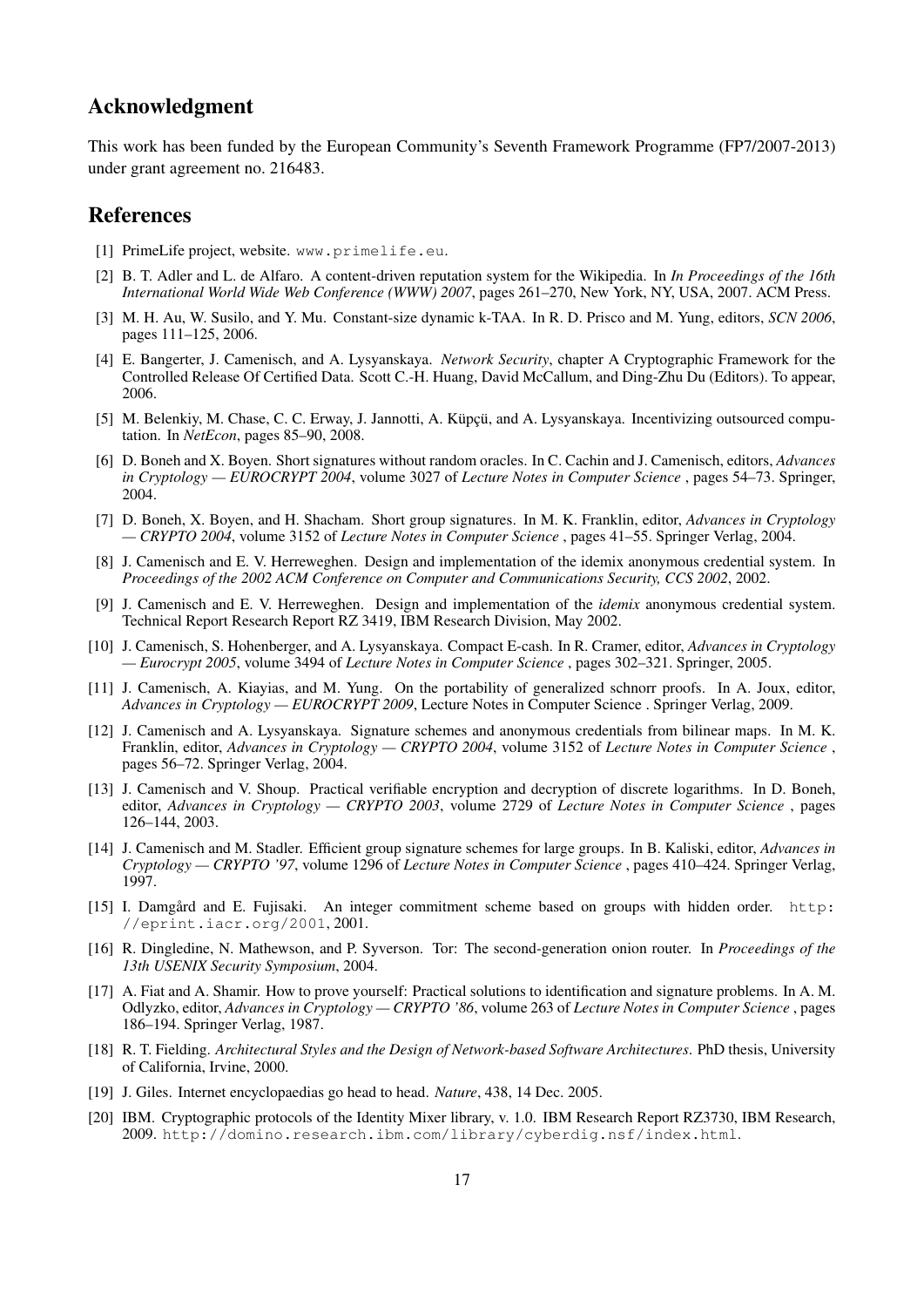## Acknowledgment

This work has been funded by the European Community's Seventh Framework Programme (FP7/2007-2013) under grant agreement no. 216483.

## References

[1] PrimeLife project, website. `www.primelife.eu`.

[2] B. T. Adler and L. de Alfaro. A content-driven reputation system for the Wikipedia. In *In Proceedings of the 16th International World Wide Web Conference (WWW) 2007*, pages 261–270, New York, NY, USA, 2007. ACM Press.

[3] M. H. Au, W. Susilo, and Y. Mu. Constant-size dynamic k-TAA. In R. D. Prisco and M. Yung, editors, *SCN 2006*, pages 111–125, 2006.

[4] E. Bangerter, J. Camenisch, and A. Lysyanskaya. *Network Security*, chapter A Cryptographic Framework for the Controlled Release Of Certified Data. Scott C.-H. Huang, David McCallum, and Ding-Zhu Du (Editors). To appear, 2006.

[5] M. Belenkiy, M. Chase, C. C. Erway, J. Jannotti, A. Küpçü, and A. Lysyanskaya. Incentivizing outsourced computation. In *NetEcon*, pages 85–90, 2008.

[6] D. Boneh and X. Boyen. Short signatures without random oracles. In C. Cachin and J. Camenisch, editors, *Advances in Cryptology — EUROCRYPT 2004*, volume 3027 of *Lecture Notes in Computer Science* , pages 54–73. Springer, 2004.

[7] D. Boneh, X. Boyen, and H. Shacham. Short group signatures. In M. K. Franklin, editor, *Advances in Cryptology — CRYPTO 2004*, volume 3152 of *Lecture Notes in Computer Science* , pages 41–55. Springer Verlag, 2004.

[8] J. Camenisch and E. V. Herreweghen. Design and implementation of the idemix anonymous credential system. In *Proceedings of the 2002 ACM Conference on Computer and Communications Security, CCS 2002*, 2002.

[9] J. Camenisch and E. V. Herreweghen. Design and implementation of the *idemix* anonymous credential system. Technical Report Research Report RZ 3419, IBM Research Division, May 2002.

[10] J. Camenisch, S. Hohenberger, and A. Lysyanskaya. Compact E-cash. In R. Cramer, editor, *Advances in Cryptology — Eurocrypt 2005*, volume 3494 of *Lecture Notes in Computer Science* , pages 302–321. Springer, 2005.

[11] J. Camenisch, A. Kiayias, and M. Yung. On the portability of generalized schnorr proofs. In A. Joux, editor, *Advances in Cryptology — EUROCRYPT 2009*, Lecture Notes in Computer Science . Springer Verlag, 2009.

[12] J. Camenisch and A. Lysyanskaya. Signature schemes and anonymous credentials from bilinear maps. In M. K. Franklin, editor, *Advances in Cryptology — CRYPTO 2004*, volume 3152 of *Lecture Notes in Computer Science* , pages 56–72. Springer Verlag, 2004.

[13] J. Camenisch and V. Shoup. Practical verifiable encryption and decryption of discrete logarithms. In D. Boneh, editor, *Advances in Cryptology — CRYPTO 2003*, volume 2729 of *Lecture Notes in Computer Science* , pages 126–144, 2003.

[14] J. Camenisch and M. Stadler. Efficient group signature schemes for large groups. In B. Kaliski, editor, *Advances in Cryptology — CRYPTO '97*, volume 1296 of *Lecture Notes in Computer Science* , pages 410–424. Springer Verlag, 1997.

[15] I. Damgård and E. Fujisaki. An integer commitment scheme based on groups with hidden order. `http://eprint.iacr.org/2001`, 2001.

[16] R. Dingledine, N. Mathewson, and P. Syverson. Tor: The second-generation onion router. In *Proceedings of the 13th USENIX Security Symposium*, 2004.

[17] A. Fiat and A. Shamir. How to prove yourself: Practical solutions to identification and signature problems. In A. M. Odlyzko, editor, *Advances in Cryptology — CRYPTO '86*, volume 263 of *Lecture Notes in Computer Science* , pages 186–194. Springer Verlag, 1987.

[18] R. T. Fielding. *Architectural Styles and the Design of Network-based Software Architectures*. PhD thesis, University of California, Irvine, 2000.

[19] J. Giles. Internet encyclopaedias go head to head. *Nature*, 438, 14 Dec. 2005.

[20] IBM. Cryptographic protocols of the Identity Mixer library, v. 1.0. IBM Research Report RZ3730, IBM Research, 2009. `http://domino.research.ibm.com/library/cyberdig.nsf/index.html`.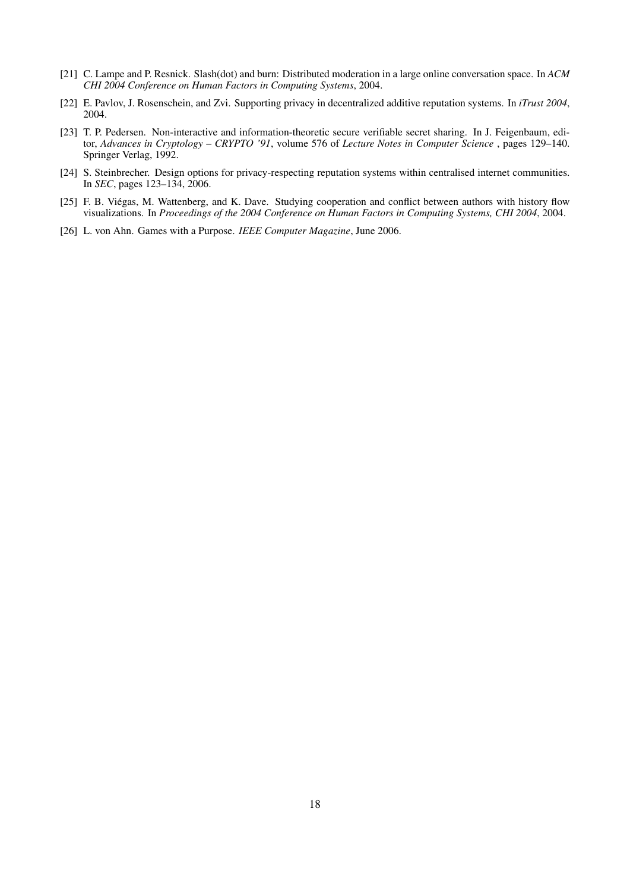[21] C. Lampe and P. Resnick. Slash(dot) and burn: Distributed moderation in a large online conversation space. In *ACM CHI 2004 Conference on Human Factors in Computing Systems*, 2004.

[22] E. Pavlov, J. Rosenschein, and Zvi. Supporting privacy in decentralized additive reputation systems. In *iTrust 2004*, 2004.

[23] T. P. Pedersen. Non-interactive and information-theoretic secure verifiable secret sharing. In J. Feigenbaum, editor, *Advances in Cryptology – CRYPTO '91*, volume 576 of *Lecture Notes in Computer Science* , pages 129–140. Springer Verlag, 1992.

[24] S. Steinbrecher. Design options for privacy-respecting reputation systems within centralised internet communities. In *SEC*, pages 123–134, 2006.

[25] F. B. Viégas, M. Wattenberg, and K. Dave. Studying cooperation and conflict between authors with history flow visualizations. In *Proceedings of the 2004 Conference on Human Factors in Computing Systems, CHI 2004*, 2004.

[26] L. von Ahn. Games with a Purpose. *IEEE Computer Magazine*, June 2006.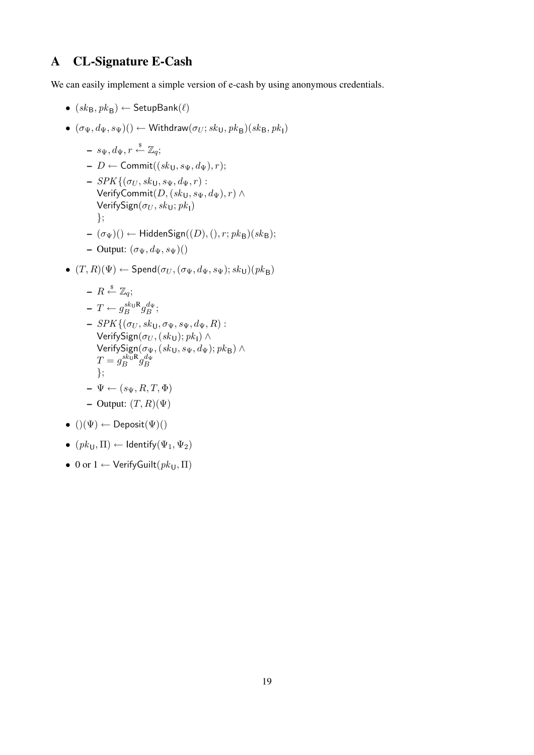# A CL-Signature E-Cash

We can easily implement a simple version of e-cash by using anonymous credentials.

- $(sk_{\mathsf{B}}, pk_{\mathsf{B}}) \leftarrow \mathsf{SetupBank}(\ell)$
- $(\sigma_\Psi, d_\Psi, s_\Psi)() \leftarrow \mathsf{Withdraw}(\sigma_U; sk_{\mathsf{U}}, pk_{\mathsf{B}})(sk_{\mathsf{B}}, pk_{\mathsf{I}})$
  - $s_\Psi, d_\Psi, r \xleftarrow{\$} \mathbb{Z}_q$;
  - $D \leftarrow \mathsf{Commit}((sk_{\mathsf{U}}, s_\Psi, d_\Psi), r)$;
  - $SPK\{(\sigma_U, sk_{\mathsf{U}}, s_\Psi, d_\Psi, r):$
    $\mathsf{VerifyCommit}(D, (sk_{\mathsf{U}}, s_\Psi, d_\Psi), r) \wedge$
    $\mathsf{VerifySign}(\sigma_U, sk_{\mathsf{U}}; pk_{\mathsf{I}})$
    $\}$;
  - $(\sigma_\Psi)() \leftarrow \mathsf{HiddenSign}((D), (), r; pk_{\mathsf{B}})(sk_{\mathsf{B}})$;
  - Output: $(\sigma_\Psi, d_\Psi, s_\Psi)()$
- $(T, R)(\Psi) \leftarrow \mathsf{Spend}(\sigma_U, (\sigma_\Psi, d_\Psi, s_\Psi); sk_{\mathsf{U}})(pk_{\mathsf{B}})$
  - $R \xleftarrow{\$} \mathbb{Z}_q$;
  - $T \leftarrow g_B^{sk_{\mathsf{U}}\mathsf{R}} g_B^{d_\Psi}$;
  - $SPK\{(\sigma_U, sk_{\mathsf{U}}, \sigma_\Psi, s_\Psi, d_\Psi, R):$
    $\mathsf{VerifySign}(\sigma_U, (sk_{\mathsf{U}}); pk_{\mathsf{I}}) \wedge$
    $\mathsf{VerifySign}(\sigma_\Psi, (sk_{\mathsf{U}}, s_\Psi, d_\Psi); pk_{\mathsf{B}}) \wedge$
    $T = g_B^{sk_{\mathsf{U}}\mathsf{R}} g_B^{d_\Psi}$
    $\}$;
  - $\Psi \leftarrow (s_\Psi, R, T, \Phi)$
  - Output: $(T, R)(\Psi)$
- $()(\Psi) \leftarrow \mathsf{Deposit}(\Psi)()$
- $(pk_{\mathsf{U}}, \Pi) \leftarrow \mathsf{Identify}(\Psi_1, \Psi_2)$
- 0 or 1 $\leftarrow \mathsf{VerifyGuilt}(pk_{\mathsf{U}}, \Pi)$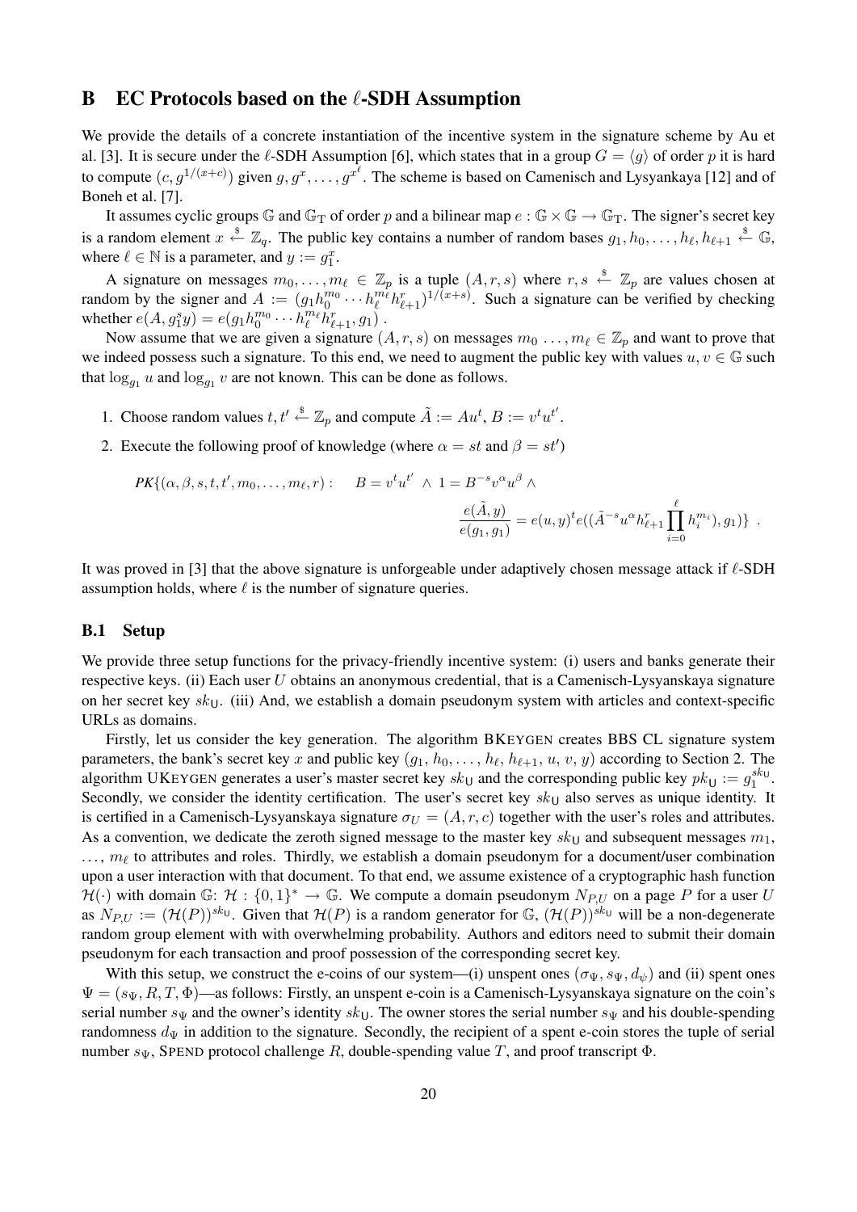# B EC Protocols based on the $\ell$-SDH Assumption

We provide the details of a concrete instantiation of the incentive system in the signature scheme by Au et al. [3]. It is secure under the $\ell$-SDH Assumption [6], which states that in a group $G = \langle g \rangle$ of order $p$ it is hard to compute $(c, g^{1/(x+c)})$ given $g, g^x, \ldots, g^{x^\ell}$. The scheme is based on Camenisch and Lysyankaya [12] and of Boneh et al. [7].

It assumes cyclic groups $\mathbb{G}$ and $\mathbb{G}_\mathrm{T}$ of order $p$ and a bilinear map $e : \mathbb{G} \times \mathbb{G} \rightarrow \mathbb{G}_\mathrm{T}$. The signer's secret key is a random element $x \xleftarrow{\$} \mathbb{Z}_q$. The public key contains a number of random bases $g_1, h_0, \ldots, h_\ell, h_{\ell+1} \xleftarrow{\$} \mathbb{G}$, where $\ell \in \mathbb{N}$ is a parameter, and $y := g_1^x$.

A signature on messages $m_0, \ldots, m_\ell \in \mathbb{Z}_p$ is a tuple $(A, r, s)$ where $r, s \xleftarrow{\$} \mathbb{Z}_p$ are values chosen at random by the signer and $A := (g_1 h_0^{m_0} \cdots h_\ell^{m_\ell} h_{\ell+1}^r)^{1/(x+s)}$. Such a signature can be verified by checking whether $e(A, g_1^s y) = e(g_1 h_0^{m_0} \cdots h_\ell^{m_\ell} h_{\ell+1}^r, g_1)$.

Now assume that we are given a signature $(A, r, s)$ on messages $m_0 \ldots, m_\ell \in \mathbb{Z}_p$ and want to prove that we indeed possess such a signature. To this end, we need to augment the public key with values $u, v \in \mathbb{G}$ such that $\log_{g_1} u$ and $\log_{g_1} v$ are not known. This can be done as follows.

1. Choose random values $t, t' \xleftarrow{\$} \mathbb{Z}_p$ and compute $\tilde{A} := Au^t$, $B := v^t u^{t'}$.
2. Execute the following proof of knowledge (where $\alpha = st$ and $\beta = st'$)

$$PK\{(\alpha, \beta, s, t, t', m_0, \ldots, m_\ell, r) : \quad B = v^t u^{t'} \ \wedge \ 1 = B^{-s} v^\alpha u^\beta \ \wedge \frac{e(\tilde{A}, y)}{e(g_1, g_1)} = e(u, y)^t e((\tilde{A}^{-s} u^\alpha h_{\ell+1}^r \prod_{i=0}^{\ell} h_i^{m_i}), g_1)\} \ .$$

It was proved in [3] that the above signature is unforgeable under adaptively chosen message attack if $\ell$-SDH assumption holds, where $\ell$ is the number of signature queries.

## B.1 Setup

We provide three setup functions for the privacy-friendly incentive system: (i) users and banks generate their respective keys. (ii) Each user $U$ obtains an anonymous credential, that is a Camenisch-Lysyanskaya signature on her secret key $sk_\mathsf{U}$. (iii) And, we establish a domain pseudonym system with articles and context-specific URLs as domains.

Firstly, let us consider the key generation. The algorithm BKEYGEN creates BBS CL signature system parameters, the bank's secret key $x$ and public key $(g_1, h_0, \ldots, h_\ell, h_{\ell+1}, u, v, y)$ according to Section 2. The algorithm UKEYGEN generates a user's master secret key $sk_\mathsf{U}$ and the corresponding public key $pk_\mathsf{U} := g_1^{sk_\mathsf{U}}$. Secondly, we consider the identity certification. The user's secret key $sk_\mathsf{U}$ also serves as unique identity. It is certified in a Camenisch-Lysyanskaya signature $\sigma_U = (A, r, c)$ together with the user's roles and attributes. As a convention, we dedicate the zeroth signed message to the master key $sk_\mathsf{U}$ and subsequent messages $m_1$, $\ldots$, $m_\ell$ to attributes and roles. Thirdly, we establish a domain pseudonym for a document/user combination upon a user interaction with that document. To that end, we assume existence of a cryptographic hash function $\mathcal{H}(\cdot)$ with domain $\mathbb{G}$: $\mathcal{H} : \{0,1\}^* \rightarrow \mathbb{G}$. We compute a domain pseudonym $N_{P,U}$ on a page $P$ for a user $U$ as $N_{P,U} := (\mathcal{H}(P))^{sk_\mathsf{U}}$. Given that $\mathcal{H}(P)$ is a random generator for $\mathbb{G}$, $(\mathcal{H}(P))^{sk_\mathsf{U}}$ will be a non-degenerate random group element with with overwhelming probability. Authors and editors need to submit their domain pseudonym for each transaction and proof possession of the corresponding secret key.

With this setup, we construct the e-coins of our system—(i) unspent ones $(\sigma_\Psi, s_\Psi, d_\psi)$ and (ii) spent ones $\Psi = (s_\Psi, R, T, \Phi)$—as follows: Firstly, an unspent e-coin is a Camenisch-Lysyanskaya signature on the coin's serial number $s_\Psi$ and the owner's identity $sk_\mathsf{U}$. The owner stores the serial number $s_\Psi$ and his double-spending randomness $d_\Psi$ in addition to the signature. Secondly, the recipient of a spent e-coin stores the tuple of serial number $s_\Psi$, SPEND protocol challenge $R$, double-spending value $T$, and proof transcript $\Phi$.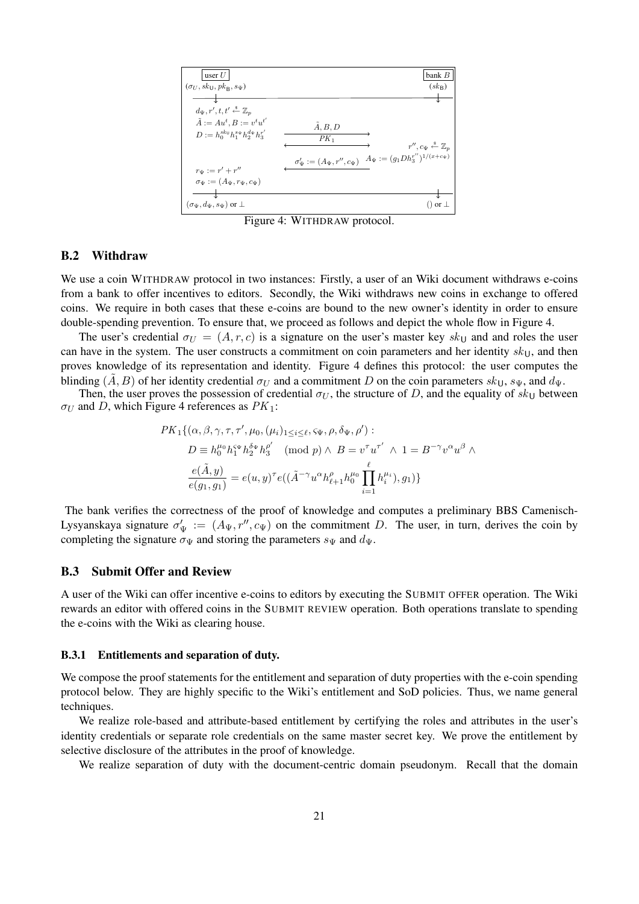| user $U$ | | bank $B$ |
|---|---|---|
| $(\sigma_U, sk_U, pk_B, s_\Psi)$ | | $(sk_B)$ |
| $d_\Psi, r', t, t' \xleftarrow{\$} \mathbb{Z}_p$ | | |
| $\tilde{A} := Au^t, B := v^t u^{t'}$ | | |
| $D := h_0^{sk_U} h_1^{s_\Psi} h_2^{d_\Psi} h_3^{r'}$ | $\xrightarrow{\tilde{A}, B, D}$ | |
| | $\xleftrightarrow{PK_1}$ | |
| | | $r'', c_\Psi \xleftarrow{\$} \mathbb{Z}_p$ |
| | $\xleftarrow{\sigma'_\Psi := (A_\Psi, r'', c_\Psi)}$ | $A_\Psi := (g_1 D h_3^{r''})^{1/(x+c_\Psi)}$ |
| $r_\Psi := r' + r''$ | | |
| $\sigma_\Psi := (A_\Psi, r_\Psi, c_\Psi)$ | | |
| $(\sigma_\Psi, d_\Psi, s_\Psi)$ or $\perp$ | | $()$ or $\perp$ |

Figure 4: WITHDRAW protocol.

## B.2 Withdraw

We use a coin WITHDRAW protocol in two instances: Firstly, a user of an Wiki document withdraws e-coins from a bank to offer incentives to editors. Secondly, the Wiki withdraws new coins in exchange to offered coins. We require in both cases that these e-coins are bound to the new owner's identity in order to ensure double-spending prevention. To ensure that, we proceed as follows and depict the whole flow in Figure 4.

The user's credential $\sigma_U = (A, r, c)$ is a signature on the user's master key $sk_U$ and and roles the user can have in the system. The user constructs a commitment on coin parameters and her identity $sk_U$, and then proves knowledge of its representation and identity. Figure 4 defines this protocol: the user computes the blinding $(\tilde{A}, B)$ of her identity credential $\sigma_U$ and a commitment $D$ on the coin parameters $sk_U$, $s_\Psi$, and $d_\Psi$.

Then, the user proves the possession of credential $\sigma_U$, the structure of $D$, and the equality of $sk_U$ between $\sigma_U$ and $D$, which Figure 4 references as $PK_1$:

$$
\begin{aligned}
PK_1\{(\alpha, \beta, \gamma, \tau, \tau', \mu_0, (\mu_i)_{1 \le i \le \ell}, \varsigma_\Psi, \rho, \delta_\Psi, \rho') :\\
D \equiv h_0^{\mu_0} h_1^{\varsigma_\Psi} h_2^{\delta_\Psi} h_3^{\rho'} \pmod{p} \wedge\ B = v^\tau u^{\tau'}\ \wedge\ 1 = B^{-\gamma} v^\alpha u^\beta \wedge\\
\frac{e(\tilde{A}, y)}{e(g_1, g_1)} = e(u, y)^\tau e((\tilde{A}^{-\gamma} u^\alpha h_{\ell+1}^\rho h_0^{\mu_0} \prod_{i=1}^{\ell} h_i^{\mu_i}), g_1)\}
\end{aligned}
$$

The bank verifies the correctness of the proof of knowledge and computes a preliminary BBS Camenisch-Lysyanskaya signature $\sigma'_\Psi := (A_\Psi, r'', c_\Psi)$ on the commitment $D$. The user, in turn, derives the coin by completing the signature $\sigma_\Psi$ and storing the parameters $s_\Psi$ and $d_\Psi$.

## B.3 Submit Offer and Review

A user of the Wiki can offer incentive e-coins to editors by executing the SUBMIT OFFER operation. The Wiki rewards an editor with offered coins in the SUBMIT REVIEW operation. Both operations translate to spending the e-coins with the Wiki as clearing house.

### B.3.1 Entitlements and separation of duty.

We compose the proof statements for the entitlement and separation of duty properties with the e-coin spending protocol below. They are highly specific to the Wiki's entitlement and SoD policies. Thus, we name general techniques.

We realize role-based and attribute-based entitlement by certifying the roles and attributes in the user's identity credentials or separate role credentials on the same master secret key. We prove the entitlement by selective disclosure of the attributes in the proof of knowledge.

We realize separation of duty with the document-centric domain pseudonym. Recall that the domain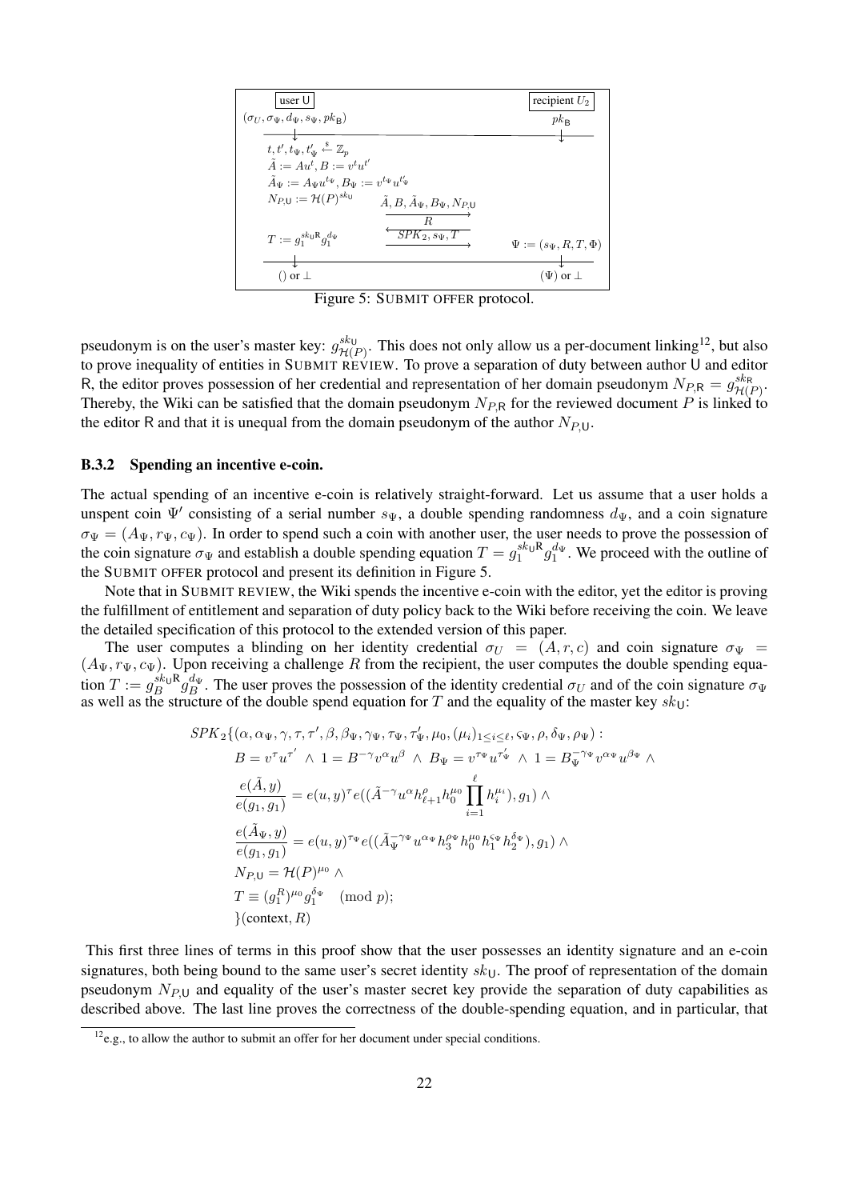| user U | | recipient $U_2$ |
|---|---|---|
| $(\sigma_U, \sigma_\Psi, d_\Psi, s_\Psi, pk_\mathsf{B})$ | | $pk_\mathsf{B}$ |
| $t, t', t_\Psi, t'_\Psi \xleftarrow{\$} \mathbb{Z}_p$ | | |
| $\tilde{A} := Au^t, B := v^t u^{t'}$ | | |
| $\tilde{A}_\Psi := A_\Psi u^{t_\Psi}, B_\Psi := v^{t_\Psi} u^{t'_\Psi}$ | | |
| $N_{P,\mathsf{U}} := \mathcal{H}(P)^{sk_\mathsf{U}}$ | $\xrightarrow{\tilde{A}, B, \tilde{A}_\Psi, B_\Psi, N_{P,\mathsf{U}}}$ | |
| | $\xleftarrow{R}$ | |
| $T := g_1^{sk_\mathsf{U} R} g_1^{d_\Psi}$ | $\xrightarrow{SPK_2, s_\Psi, T}$ | $\Psi := (s_\Psi, R, T, \Phi)$ |
| $()$ or $\bot$ | | $(\Psi)$ or $\bot$ |

Figure 5: SUBMIT OFFER protocol.

pseudonym is on the user's master key: $g_{\mathcal{H}(P)}^{sk_\mathsf{U}}$. This does not only allow us a per-document linking[12], but also to prove inequality of entities in SUBMIT REVIEW. To prove a separation of duty between author U and editor R, the editor proves possession of her credential and representation of her domain pseudonym $N_{P,\mathsf{R}} = g_{\mathcal{H}(P)}^{sk_\mathsf{R}}$. Thereby, the Wiki can be satisfied that the domain pseudonym $N_{P,\mathsf{R}}$ for the reviewed document $P$ is linked to the editor R and that it is unequal from the domain pseudonym of the author $N_{P,\mathsf{U}}$.

### B.3.2 Spending an incentive e-coin.

The actual spending of an incentive e-coin is relatively straight-forward. Let us assume that a user holds a unspent coin $\Psi'$ consisting of a serial number $s_\Psi$, a double spending randomness $d_\Psi$, and a coin signature $\sigma_\Psi = (A_\Psi, r_\Psi, c_\Psi)$. In order to spend such a coin with another user, the user needs to prove the possession of the coin signature $\sigma_\Psi$ and establish a double spending equation $T = g_1^{sk_\mathsf{U} R} g_1^{d_\Psi}$. We proceed with the outline of the SUBMIT OFFER protocol and present its definition in Figure 5.

Note that in SUBMIT REVIEW, the Wiki spends the incentive e-coin with the editor, yet the editor is proving the fulfillment of entitlement and separation of duty policy back to the Wiki before receiving the coin. We leave the detailed specification of this protocol to the extended version of this paper.

The user computes a blinding on her identity credential $\sigma_U = (A, r, c)$ and coin signature $\sigma_\Psi = (A_\Psi, r_\Psi, c_\Psi)$. Upon receiving a challenge $R$ from the recipient, the user computes the double spending equation $T := g_B^{sk_\mathsf{U} R} g_B^{d_\Psi}$. The user proves the possession of the identity credential $\sigma_U$ and of the coin signature $\sigma_\Psi$ as well as the structure of the double spend equation for $T$ and the equality of the master key $sk_\mathsf{U}$:

$$
\begin{aligned}
SPK_2\{&(\alpha, \alpha_\Psi, \gamma, \tau, \tau', \beta, \beta_\Psi, \gamma_\Psi, \tau_\Psi, \tau'_\Psi, \mu_0, (\mu_i)_{1 \le i \le \ell}, \varsigma_\Psi, \rho, \delta_\Psi, \rho_\Psi) : \\
& B = v^\tau u^{\tau'} \ \wedge \ 1 = B^{-\gamma} v^\alpha u^\beta \ \wedge \ B_\Psi = v^{\tau_\Psi} u^{\tau'_\Psi} \ \wedge \ 1 = B_\Psi^{-\gamma_\Psi} v^{\alpha_\Psi} u^{\beta_\Psi} \ \wedge \\
& \frac{e(\tilde{A}, y)}{e(g_1, g_1)} = e(u, y)^\tau e((\tilde{A}^{-\gamma} u^\alpha h_{\ell+1}^\rho h_0^{\mu_0} \prod_{i=1}^{\ell} h_i^{\mu_i}), g_1) \ \wedge \\
& \frac{e(\tilde{A}_\Psi, y)}{e(g_1, g_1)} = e(u, y)^{\tau_\Psi} e((\tilde{A}_\Psi^{-\gamma_\Psi} u^{\alpha_\Psi} h_3^{\rho_\Psi} h_0^{\mu_0} h_1^{\varsigma_\Psi} h_2^{\delta_\Psi}), g_1) \ \wedge \\
& N_{P,\mathsf{U}} = \mathcal{H}(P)^{\mu_0} \ \wedge \\
& T \equiv (g_1^R)^{\mu_0} g_1^{\delta_\Psi} \pmod{p}; \\
\}&(\text{context}, R)
\end{aligned}
$$

This first three lines of terms in this proof show that the user possesses an identity signature and an e-coin signatures, both being bound to the same user's secret identity $sk_\mathsf{U}$. The proof of representation of the domain pseudonym $N_{P,\mathsf{U}}$ and equality of the user's master secret key provide the separation of duty capabilities as described above. The last line proves the correctness of the double-spending equation, and in particular, that

[12] e.g., to allow the author to submit an offer for her document under special conditions.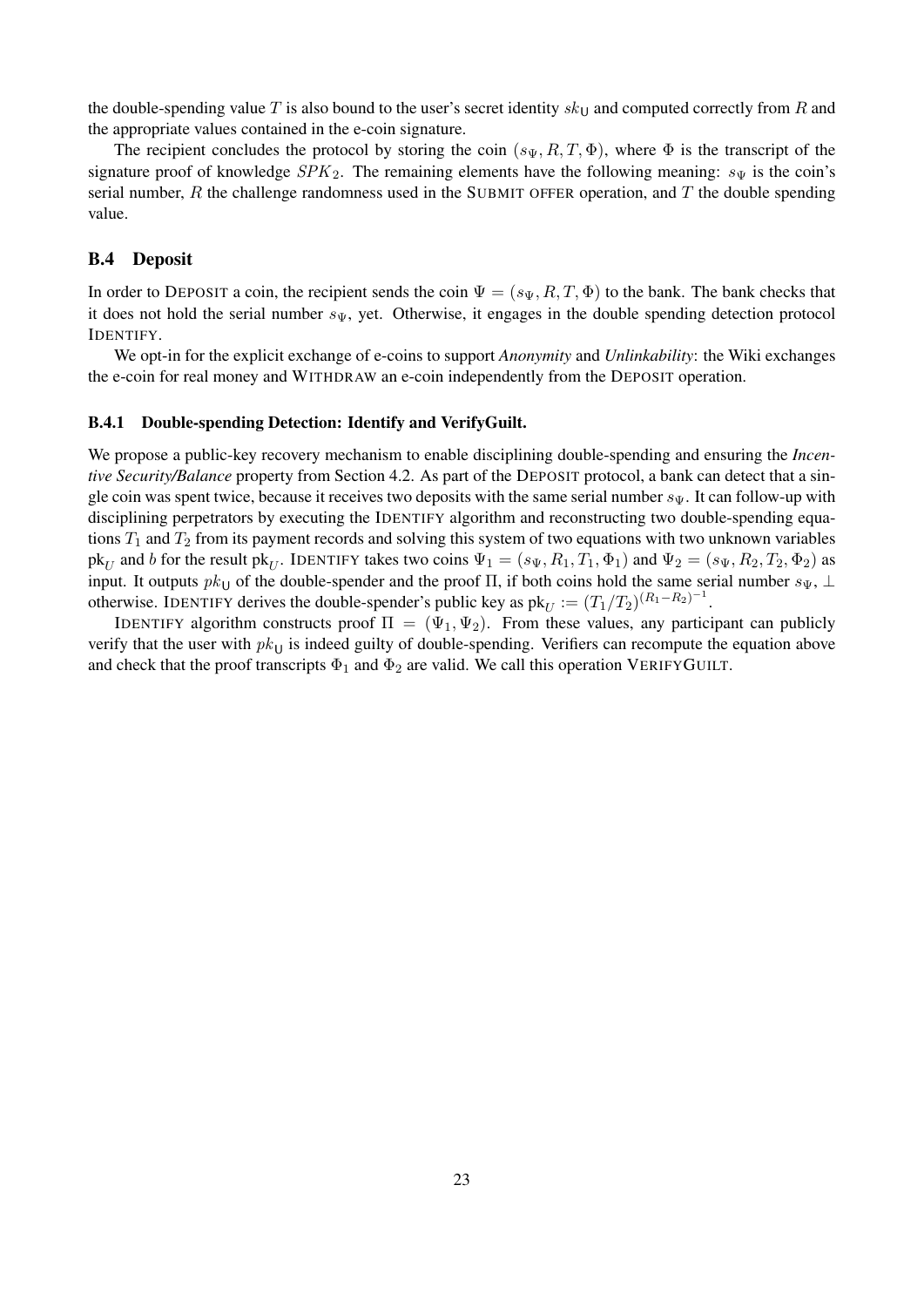the double-spending value $T$ is also bound to the user's secret identity $sk_{\mathsf{U}}$ and computed correctly from $R$ and the appropriate values contained in the e-coin signature.

The recipient concludes the protocol by storing the coin $(s_\Psi, R, T, \Phi)$, where $\Phi$ is the transcript of the signature proof of knowledge $SPK_2$. The remaining elements have the following meaning: $s_\Psi$ is the coin's serial number, $R$ the challenge randomness used in the SUBMIT OFFER operation, and $T$ the double spending value.

## B.4 Deposit

In order to DEPOSIT a coin, the recipient sends the coin $\Psi = (s_\Psi, R, T, \Phi)$ to the bank. The bank checks that it does not hold the serial number $s_\Psi$, yet. Otherwise, it engages in the double spending detection protocol IDENTIFY.

We opt-in for the explicit exchange of e-coins to support *Anonymity* and *Unlinkability*: the Wiki exchanges the e-coin for real money and WITHDRAW an e-coin independently from the DEPOSIT operation.

### B.4.1 Double-spending Detection: Identify and VerifyGuilt.

We propose a public-key recovery mechanism to enable disciplining double-spending and ensuring the *Incentive Security/Balance* property from Section 4.2. As part of the DEPOSIT protocol, a bank can detect that a single coin was spent twice, because it receives two deposits with the same serial number $s_\Psi$. It can follow-up with disciplining perpetrators by executing the IDENTIFY algorithm and reconstructing two double-spending equations $T_1$ and $T_2$ from its payment records and solving this system of two equations with two unknown variables $\mathrm{pk}_U$ and $b$ for the result $\mathrm{pk}_U$. IDENTIFY takes two coins $\Psi_1 = (s_\Psi, R_1, T_1, \Phi_1)$ and $\Psi_2 = (s_\Psi, R_2, T_2, \Phi_2)$ as input. It outputs $pk_{\mathsf{U}}$ of the double-spender and the proof $\Pi$, if both coins hold the same serial number $s_\Psi$, $\perp$ otherwise. IDENTIFY derives the double-spender's public key as $\mathrm{pk}_U := (T_1/T_2)^{(R_1-R_2)^{-1}}$.

IDENTIFY algorithm constructs proof $\Pi = (\Psi_1, \Psi_2)$. From these values, any participant can publicly verify that the user with $pk_{\mathsf{U}}$ is indeed guilty of double-spending. Verifiers can recompute the equation above and check that the proof transcripts $\Phi_1$ and $\Phi_2$ are valid. We call this operation VERIFYGUILT.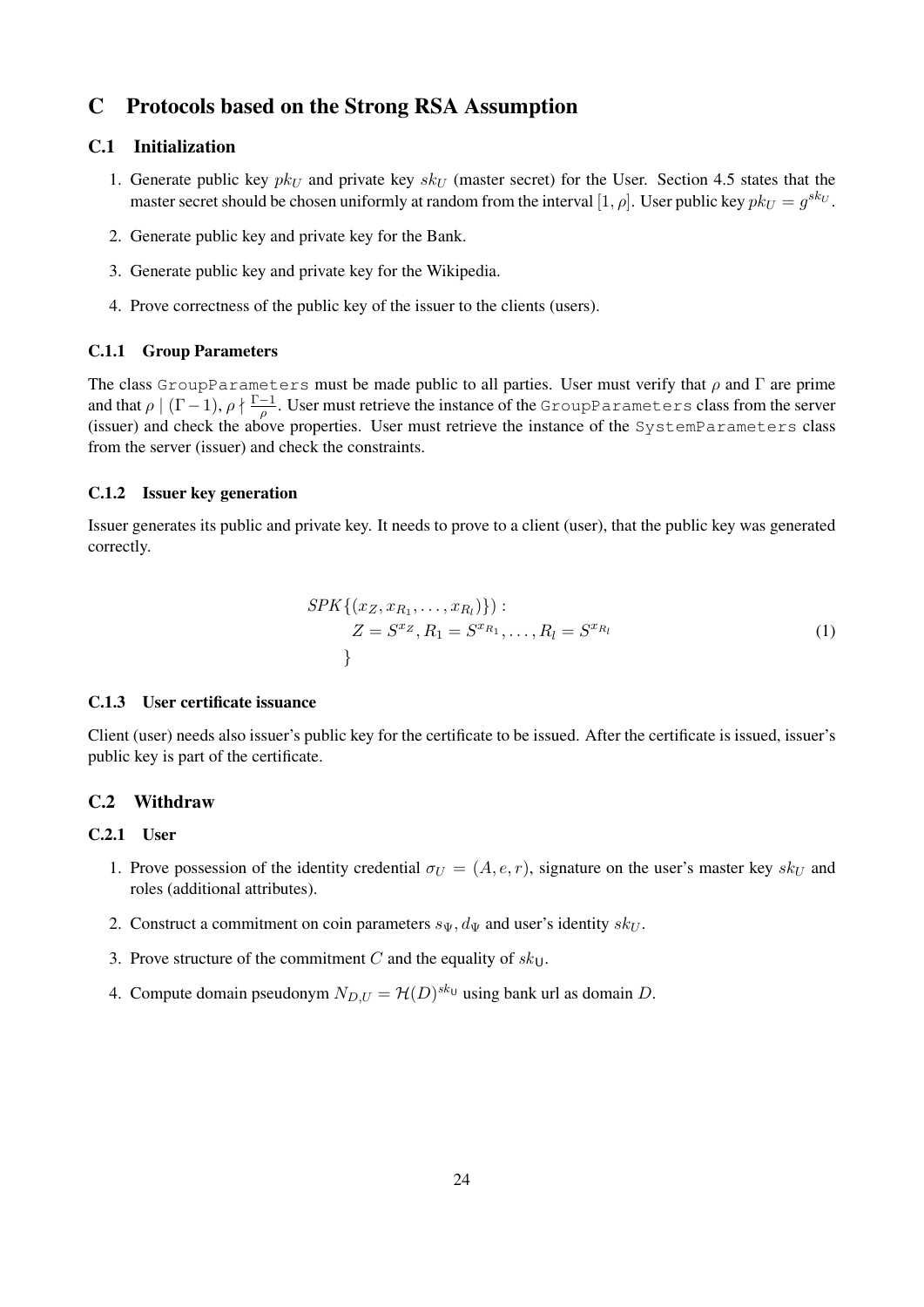# C Protocols based on the Strong RSA Assumption

## C.1 Initialization

1. Generate public key $pk_U$ and private key $sk_U$ (master secret) for the User. Section 4.5 states that the master secret should be chosen uniformly at random from the interval $[1, \rho]$. User public key $pk_U = g^{sk_U}$.
2. Generate public key and private key for the Bank.
3. Generate public key and private key for the Wikipedia.
4. Prove correctness of the public key of the issuer to the clients (users).

### C.1.1 Group Parameters

The class `GroupParameters` must be made public to all parties. User must verify that $\rho$ and $\Gamma$ are prime and that $\rho \mid (\Gamma - 1)$, $\rho \nmid \frac{\Gamma-1}{\rho}$. User must retrieve the instance of the `GroupParameters` class from the server (issuer) and check the above properties. User must retrieve the instance of the `SystemParameters` class from the server (issuer) and check the constraints.

### C.1.2 Issuer key generation

Issuer generates its public and private key. It needs to prove to a client (user), that the public key was generated correctly.

$$
\begin{aligned}
SPK\{(x_Z, x_{R_1}, \ldots, x_{R_l})\}) :& \\
& Z = S^{x_Z}, R_1 = S^{x_{R_1}}, \ldots, R_l = S^{x_{R_l}} \\
& \}
\end{aligned}
\tag{1}
$$

### C.1.3 User certificate issuance

Client (user) needs also issuer's public key for the certificate to be issued. After the certificate is issued, issuer's public key is part of the certificate.

## C.2 Withdraw

### C.2.1 User

1. Prove possession of the identity credential $\sigma_U = (A, e, r)$, signature on the user's master key $sk_U$ and roles (additional attributes).
2. Construct a commitment on coin parameters $s_\Psi, d_\Psi$ and user's identity $sk_U$.
3. Prove structure of the commitment $C$ and the equality of $sk_{\mathsf{U}}$.
4. Compute domain pseudonym $N_{D,U} = \mathcal{H}(D)^{sk_{\mathsf{U}}}$ using bank url as domain $D$.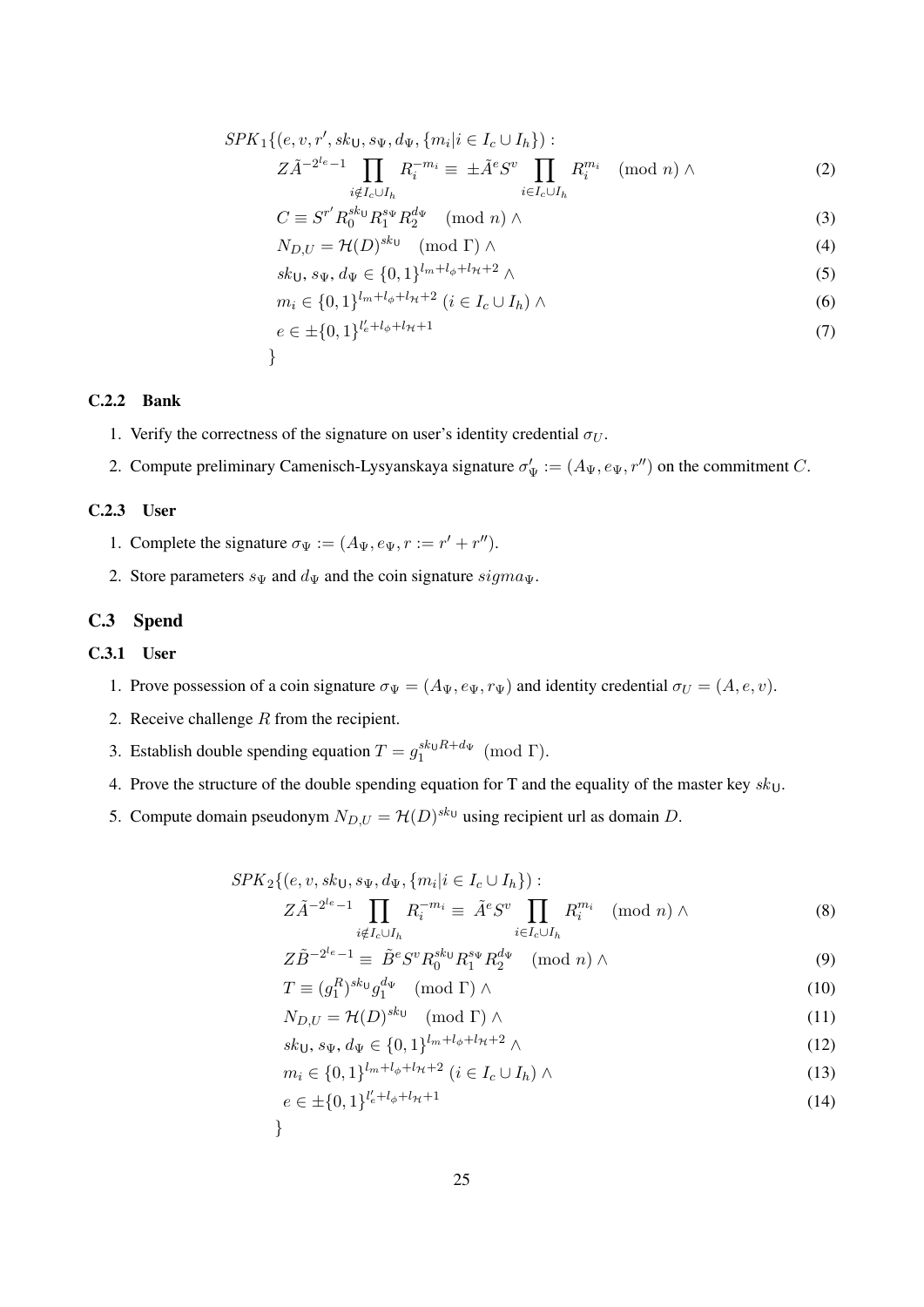$$
\begin{aligned}
SPK_1\{(e, v, r', sk_{\mathsf{U}}, s_\Psi, d_\Psi, \{m_i | i \in I_c \cup I_h\}) :\\
Z\tilde{A}^{-2^{l_e}-1} \prod_{i \notin I_c \cup I_h} R_i^{-m_i} \equiv \pm \tilde{A}^e S^v \prod_{i \in I_c \cup I_h} R_i^{m_i} \pmod n \wedge \quad & (2)\\
C \equiv S^{r'} R_0^{sk_{\mathsf{U}}} R_1^{s_\Psi} R_2^{d_\Psi} \pmod n \wedge \quad & (3)\\
N_{D,U} = \mathcal{H}(D)^{sk_{\mathsf{U}}} \pmod \Gamma \wedge \quad & (4)\\
sk_{\mathsf{U}}, s_\Psi, d_\Psi \in \{0,1\}^{l_m + l_\phi + l_{\mathcal{H}} + 2} \wedge \quad & (5)\\
m_i \in \{0,1\}^{l_m + l_\phi + l_{\mathcal{H}} + 2} \ (i \in I_c \cup I_h) \wedge \quad & (6)\\
e \in \pm\{0,1\}^{l'_e + l_\phi + l_{\mathcal{H}} + 1} \quad & (7)\\
\}
\end{aligned}
$$

#### C.2.2 Bank

1. Verify the correctness of the signature on user's identity credential $\sigma_U$.
2. Compute preliminary Camenisch-Lysyanskaya signature $\sigma'_\Psi := (A_\Psi, e_\Psi, r'')$ on the commitment $C$.

#### C.2.3 User

1. Complete the signature $\sigma_\Psi := (A_\Psi, e_\Psi, r := r' + r'')$.
2. Store parameters $s_\Psi$ and $d_\Psi$ and the coin signature $sigma_\Psi$.

### C.3 Spend

#### C.3.1 User

1. Prove possession of a coin signature $\sigma_\Psi = (A_\Psi, e_\Psi, r_\Psi)$ and identity credential $\sigma_U = (A, e, v)$.
2. Receive challenge $R$ from the recipient.
3. Establish double spending equation $T = g_1^{sk_{\mathsf{U}} R + d_\Psi} \pmod \Gamma$.
4. Prove the structure of the double spending equation for T and the equality of the master key $sk_{\mathsf{U}}$.
5. Compute domain pseudonym $N_{D,U} = \mathcal{H}(D)^{sk_{\mathsf{U}}}$ using recipient url as domain $D$.

$$
\begin{aligned}
SPK_2\{(e, v, sk_{\mathsf{U}}, s_\Psi, d_\Psi, \{m_i | i \in I_c \cup I_h\}) :\\
Z\tilde{A}^{-2^{l_e}-1} \prod_{i \notin I_c \cup I_h} R_i^{-m_i} \equiv \tilde{A}^e S^v \prod_{i \in I_c \cup I_h} R_i^{m_i} \pmod n \wedge \quad & (8)\\
Z\tilde{B}^{-2^{l_e}-1} \equiv \tilde{B}^e S^v R_0^{sk_{\mathsf{U}}} R_1^{s_\Psi} R_2^{d_\Psi} \pmod n \wedge \quad & (9)\\
T \equiv (g_1^R)^{sk_{\mathsf{U}}} g_1^{d_\Psi} \pmod \Gamma \wedge \quad & (10)\\
N_{D,U} = \mathcal{H}(D)^{sk_{\mathsf{U}}} \pmod \Gamma \wedge \quad & (11)\\
sk_{\mathsf{U}}, s_\Psi, d_\Psi \in \{0,1\}^{l_m + l_\phi + l_{\mathcal{H}} + 2} \wedge \quad & (12)\\
m_i \in \{0,1\}^{l_m + l_\phi + l_{\mathcal{H}} + 2} \ (i \in I_c \cup I_h) \wedge \quad & (13)\\
e \in \pm\{0,1\}^{l'_e + l_\phi + l_{\mathcal{H}} + 1} \quad & (14)\\
\}
\end{aligned}
$$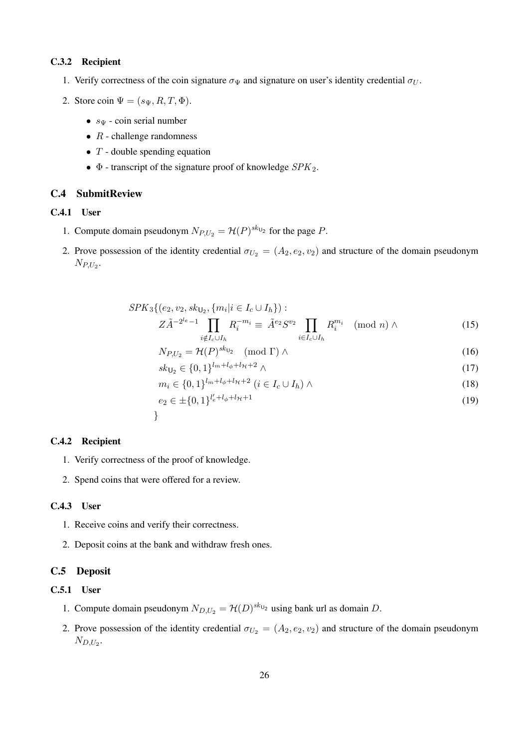#### C.3.2 Recipient

1. Verify correctness of the coin signature $\sigma_\Psi$ and signature on user's identity credential $\sigma_U$.
2. Store coin $\Psi = (s_\Psi, R, T, \Phi)$.
   - $s_\Psi$ - coin serial number
   - $R$ - challenge randomness
   - $T$ - double spending equation
   - $\Phi$ - transcript of the signature proof of knowledge $SPK_2$.

### C.4 SubmitReview

#### C.4.1 User

1. Compute domain pseudonym $N_{P,U_2} = \mathcal{H}(P)^{sk_{\mathsf{U}_2}}$ for the page $P$.
2. Prove possession of the identity credential $\sigma_{U_2} = (A_2, e_2, v_2)$ and structure of the domain pseudonym $N_{P,U_2}$.

$$
\begin{aligned}
SPK_3\{(e_2, v_2, sk_{\mathsf{U}_2}, \{m_i | i \in I_c \cup I_h\}) :&\\
&Z\tilde{A}^{-2^{l_e}-1} \prod_{i \notin I_c \cup I_h} R_i^{-m_i} \equiv \tilde{A}^{e_2} S^{v_2} \prod_{i \in I_c \cup I_h} R_i^{m_i} \pmod{n} \wedge && (15)\\
&N_{P,U_2} = \mathcal{H}(P)^{sk_{\mathsf{U}_2}} \pmod{\Gamma} \wedge && (16)\\
&sk_{\mathsf{U}_2} \in \{0,1\}^{l_m + l_\phi + l_\mathcal{H} + 2} \wedge && (17)\\
&m_i \in \{0,1\}^{l_m + l_\phi + l_\mathcal{H} + 2} \; (i \in I_c \cup I_h) \wedge && (18)\\
&e_2 \in \pm\{0,1\}^{l'_e + l_\phi + l_\mathcal{H} + 1} && (19)\\
\}&
\end{aligned}
$$

#### C.4.2 Recipient

1. Verify correctness of the proof of knowledge.
2. Spend coins that were offered for a review.

#### C.4.3 User

1. Receive coins and verify their correctness.
2. Deposit coins at the bank and withdraw fresh ones.

### C.5 Deposit

#### C.5.1 User

1. Compute domain pseudonym $N_{D,U_2} = \mathcal{H}(D)^{sk_{\mathsf{U}_2}}$ using bank url as domain $D$.
2. Prove possession of the identity credential $\sigma_{U_2} = (A_2, e_2, v_2)$ and structure of the domain pseudonym $N_{D,U_2}$.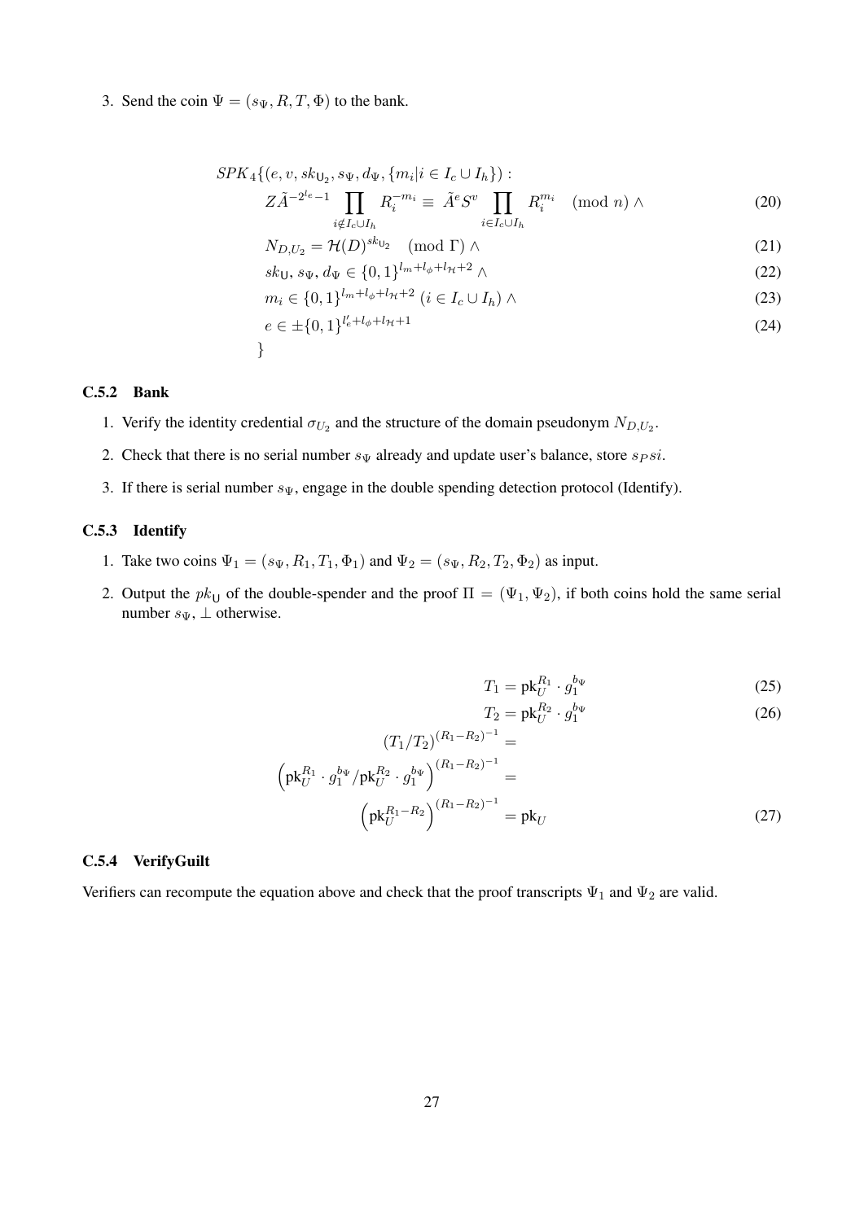3. Send the coin $\Psi = (s_\Psi, R, T, \Phi)$ to the bank.

$$
\begin{aligned}
SPK_4\{(e, v, sk_{\mathsf{U}_2}, s_\Psi, d_\Psi, \{m_i | i \in I_c \cup I_h\}) :& \\
Z\tilde{A}^{-2^{l_e}-1} \prod_{i \notin I_c \cup I_h} R_i^{-m_i} \equiv \; \tilde{A}^e S^v \prod_{i \in I_c \cup I_h} R_i^{m_i} \pmod{n} \wedge & \quad (20) \\
N_{D,U_2} = \mathcal{H}(D)^{sk_{\mathsf{U}_2}} \pmod{\Gamma} \wedge & \quad (21) \\
sk_{\mathsf{U}}, s_\Psi, d_\Psi \in \{0,1\}^{l_m + l_\phi + l_\mathcal{H} + 2} \wedge & \quad (22) \\
m_i \in \{0,1\}^{l_m + l_\phi + l_\mathcal{H} + 2} \; (i \in I_c \cup I_h) \wedge & \quad (23) \\
e \in \pm\{0,1\}^{l'_e + l_\phi + l_\mathcal{H} + 1} & \quad (24) \\
\}&
\end{aligned}
$$

### C.5.2 Bank

1. Verify the identity credential $\sigma_{U_2}$ and the structure of the domain pseudonym $N_{D,U_2}$.
2. Check that there is no serial number $s_\Psi$ already and update user's balance, store $s_P si$.
3. If there is serial number $s_\Psi$, engage in the double spending detection protocol (Identify).

### C.5.3 Identify

1. Take two coins $\Psi_1 = (s_\Psi, R_1, T_1, \Phi_1)$ and $\Psi_2 = (s_\Psi, R_2, T_2, \Phi_2)$ as input.
2. Output the $pk_{\mathsf{U}}$ of the double-spender and the proof $\Pi = (\Psi_1, \Psi_2)$, if both coins hold the same serial number $s_\Psi$, $\perp$ otherwise.

$$T_1 = \mathrm{pk}_U^{R_1} \cdot g_1^{b_\Psi} \quad (25)$$

$$T_2 = \mathrm{pk}_U^{R_2} \cdot g_1^{b_\Psi} \quad (26)$$

$$
\begin{aligned}
(T_1/T_2)^{(R_1-R_2)^{-1}} &= \\
\left(\mathrm{pk}_U^{R_1} \cdot g_1^{b_\Psi} / \mathrm{pk}_U^{R_2} \cdot g_1^{b_\Psi}\right)^{(R_1-R_2)^{-1}} &= \\
\left(\mathrm{pk}_U^{R_1-R_2}\right)^{(R_1-R_2)^{-1}} &= \mathrm{pk}_U \quad (27)
\end{aligned}
$$

### C.5.4 VerifyGuilt

Verifiers can recompute the equation above and check that the proof transcripts $\Psi_1$ and $\Psi_2$ are valid.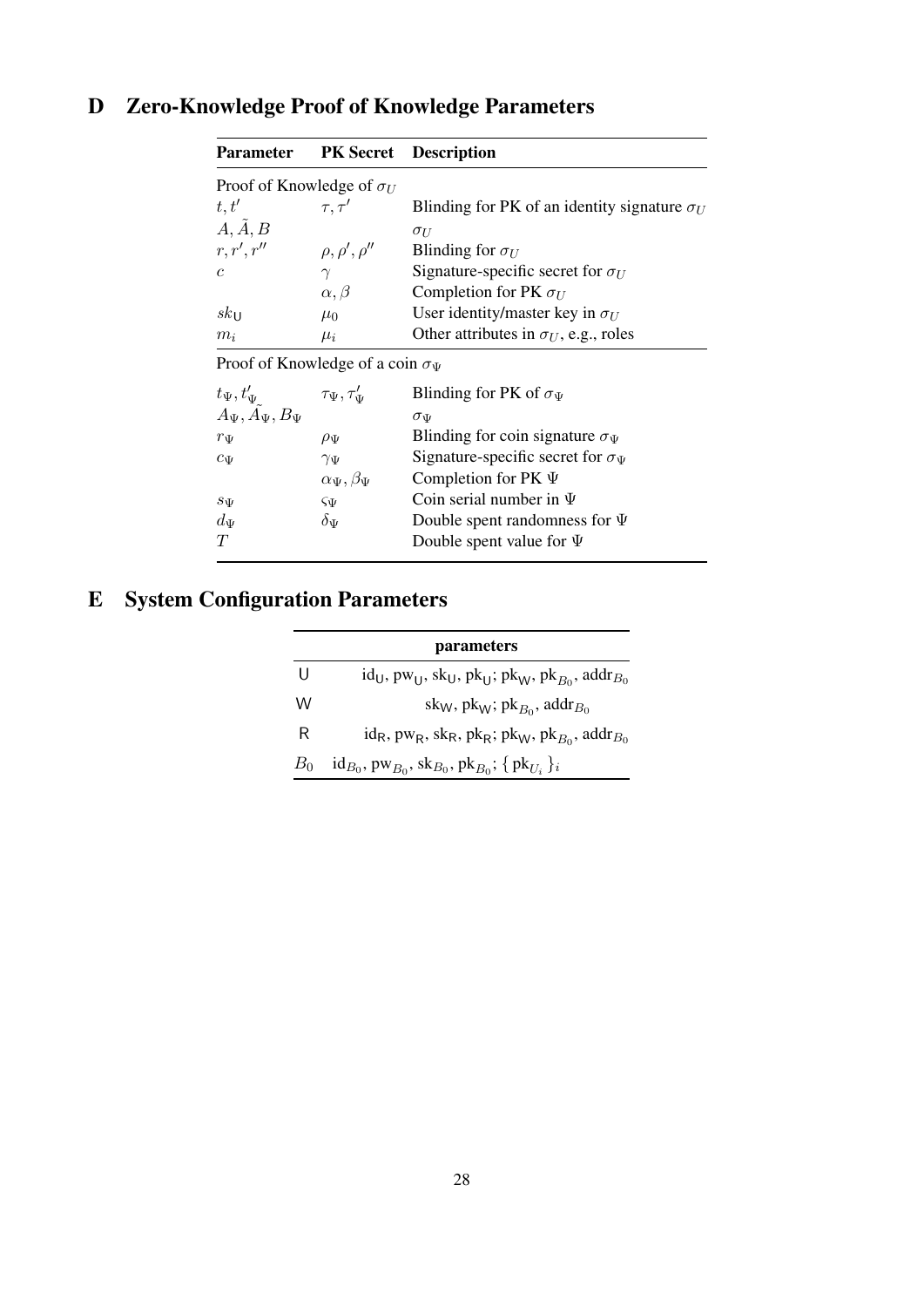## D Zero-Knowledge Proof of Knowledge Parameters

| Parameter | PK Secret | Description |
|---|---|---|
| Proof of Knowledge of $\sigma_U$ | | |
| $t, t'$ | $\tau, \tau'$ | Blinding for PK of an identity signature $\sigma_U$ |
| $A, \tilde{A}, B$ | | $\sigma_U$ |
| $r, r', r''$ | $\rho, \rho', \rho''$ | Blinding for $\sigma_U$ |
| $c$ | $\gamma$ | Signature-specific secret for $\sigma_U$ |
| | $\alpha, \beta$ | Completion for PK $\sigma_U$ |
| $sk_{\mathsf{U}}$ | $\mu_0$ | User identity/master key in $\sigma_U$ |
| $m_i$ | $\mu_i$ | Other attributes in $\sigma_U$, e.g., roles |
| Proof of Knowledge of a coin $\sigma_\Psi$ | | |
| $t_\Psi, t'_\Psi$ | $\tau_\Psi, \tau'_\Psi$ | Blinding for PK of $\sigma_\Psi$ |
| $A_\Psi, \tilde{A}_\Psi, B_\Psi$ | | $\sigma_\Psi$ |
| $r_\Psi$ | $\rho_\Psi$ | Blinding for coin signature $\sigma_\Psi$ |
| $c_\Psi$ | $\gamma_\Psi$ | Signature-specific secret for $\sigma_\Psi$ |
| | $\alpha_\Psi, \beta_\Psi$ | Completion for PK $\Psi$ |
| $s_\Psi$ | $\varsigma_\Psi$ | Coin serial number in $\Psi$ |
| $d_\Psi$ | $\delta_\Psi$ | Double spent randomness for $\Psi$ |
| $T$ | | Double spent value for $\Psi$ |

## E System Configuration Parameters

| | parameters |
|---|---|
| U | $\mathrm{id}_{\mathsf{U}}$, $\mathrm{pw}_{\mathsf{U}}$, $\mathrm{sk}_{\mathsf{U}}$, $\mathrm{pk}_{\mathsf{U}}$; $\mathrm{pk}_{\mathsf{W}}$, $\mathrm{pk}_{B_0}$, $\mathrm{addr}_{B_0}$ |
| W | $\mathrm{sk}_{\mathsf{W}}$, $\mathrm{pk}_{\mathsf{W}}$; $\mathrm{pk}_{B_0}$, $\mathrm{addr}_{B_0}$ |
| R | $\mathrm{id}_{\mathsf{R}}$, $\mathrm{pw}_{\mathsf{R}}$, $\mathrm{sk}_{\mathsf{R}}$, $\mathrm{pk}_{\mathsf{R}}$; $\mathrm{pk}_{\mathsf{W}}$, $\mathrm{pk}_{B_0}$, $\mathrm{addr}_{B_0}$ |
| $B_0$ | $\mathrm{id}_{B_0}$, $\mathrm{pw}_{B_0}$, $\mathrm{sk}_{B_0}$, $\mathrm{pk}_{B_0}$; $\{ \mathrm{pk}_{U_i} \}_i$ |